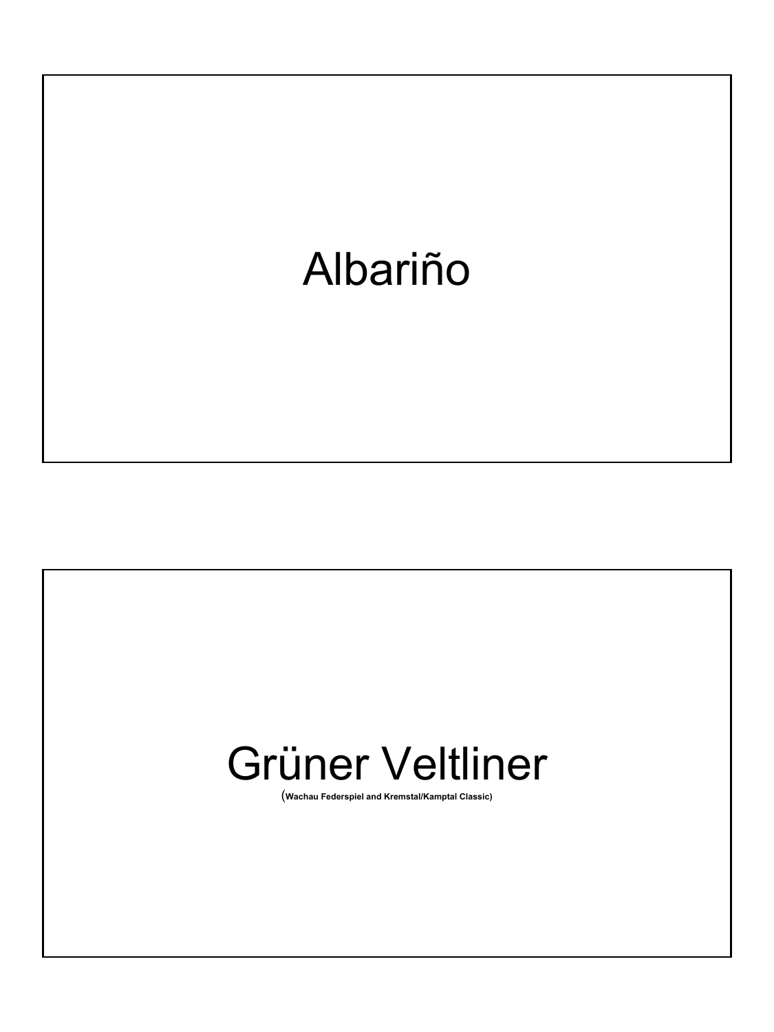Albariño

Grüner Veltliner

(Wachau Federspiel and Kremstal/Kamptal Classic)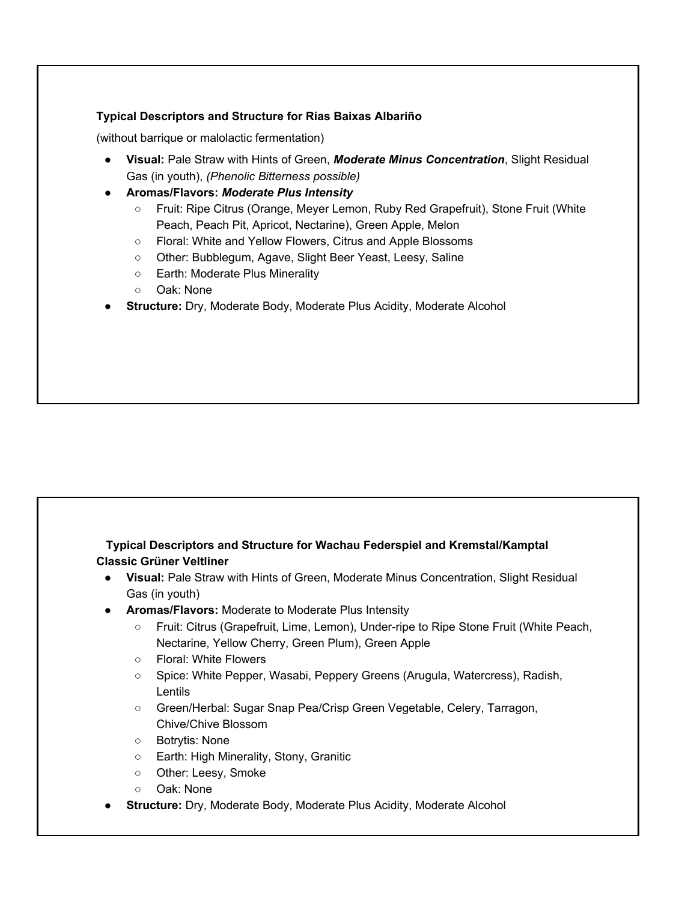**Typical Descriptors and Structure for Rías Baixas Albariño**

(without barrique or malolactic fermentation)

- **Visual:** Pale Straw with Hints of Green, ***Moderate Minus Concentration***, Slight Residual Gas (in youth), *(Phenolic Bitterness possible)*
- **Aromas/Flavors:** ***Moderate Plus Intensity***
  - Fruit: Ripe Citrus (Orange, Meyer Lemon, Ruby Red Grapefruit), Stone Fruit (White Peach, Peach Pit, Apricot, Nectarine), Green Apple, Melon
  - Floral: White and Yellow Flowers, Citrus and Apple Blossoms
  - Other: Bubblegum, Agave, Slight Beer Yeast, Leesy, Saline
  - Earth: Moderate Plus Minerality
  - Oak: None
- **Structure:** Dry, Moderate Body, Moderate Plus Acidity, Moderate Alcohol

**Typical Descriptors and Structure for Wachau Federspiel and Kremstal/Kamptal Classic Grüner Veltliner**

- **Visual:** Pale Straw with Hints of Green, Moderate Minus Concentration, Slight Residual Gas (in youth)
- **Aromas/Flavors:** Moderate to Moderate Plus Intensity
  - Fruit: Citrus (Grapefruit, Lime, Lemon), Under-ripe to Ripe Stone Fruit (White Peach, Nectarine, Yellow Cherry, Green Plum), Green Apple
  - Floral: White Flowers
  - Spice: White Pepper, Wasabi, Peppery Greens (Arugula, Watercress), Radish, Lentils
  - Green/Herbal: Sugar Snap Pea/Crisp Green Vegetable, Celery, Tarragon, Chive/Chive Blossom
  - Botrytis: None
  - Earth: High Minerality, Stony, Granitic
  - Other: Leesy, Smoke
  - Oak: None
- **Structure:** Dry, Moderate Body, Moderate Plus Acidity, Moderate Alcohol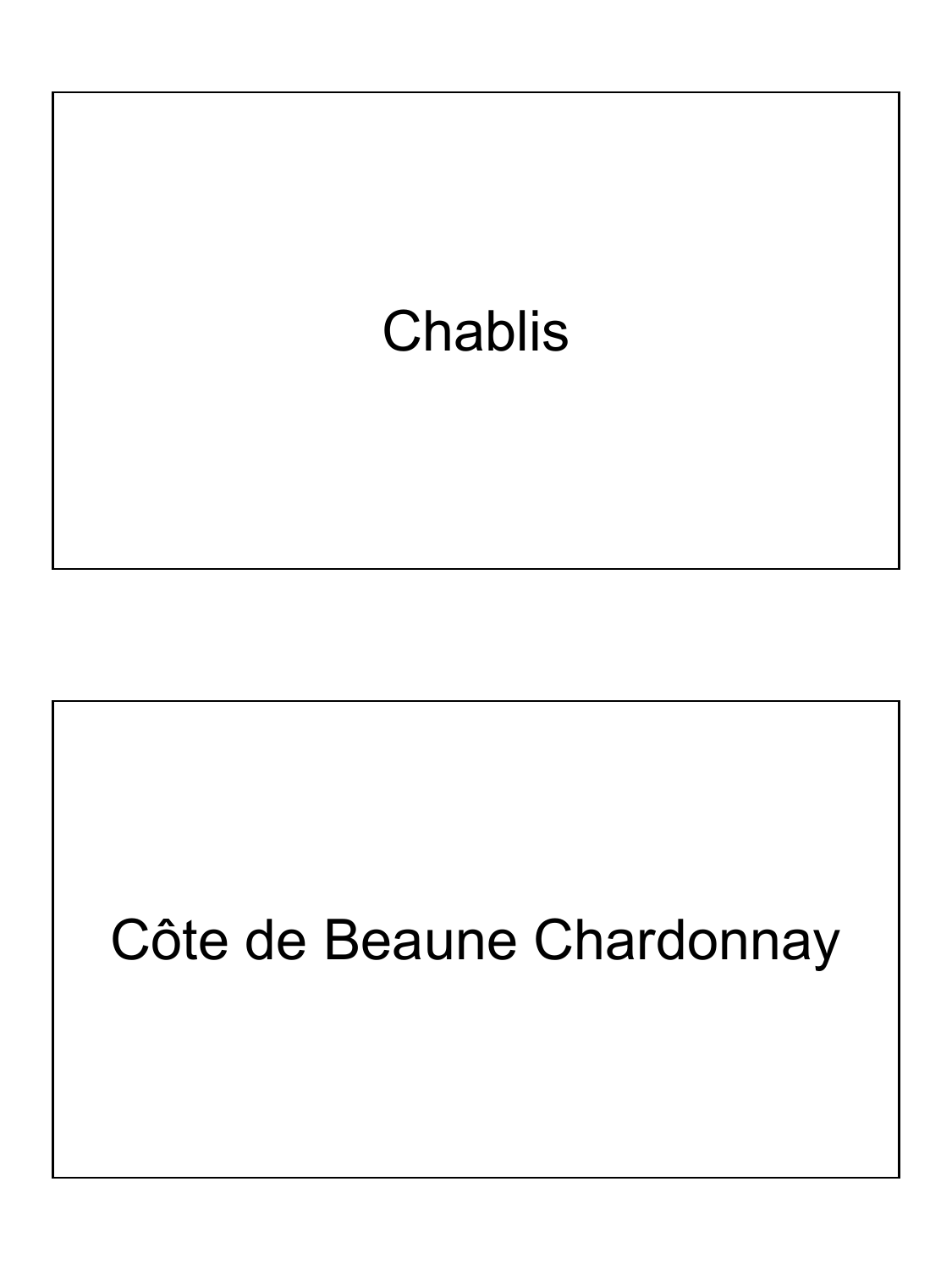Chablis

Côte de Beaune Chardonnay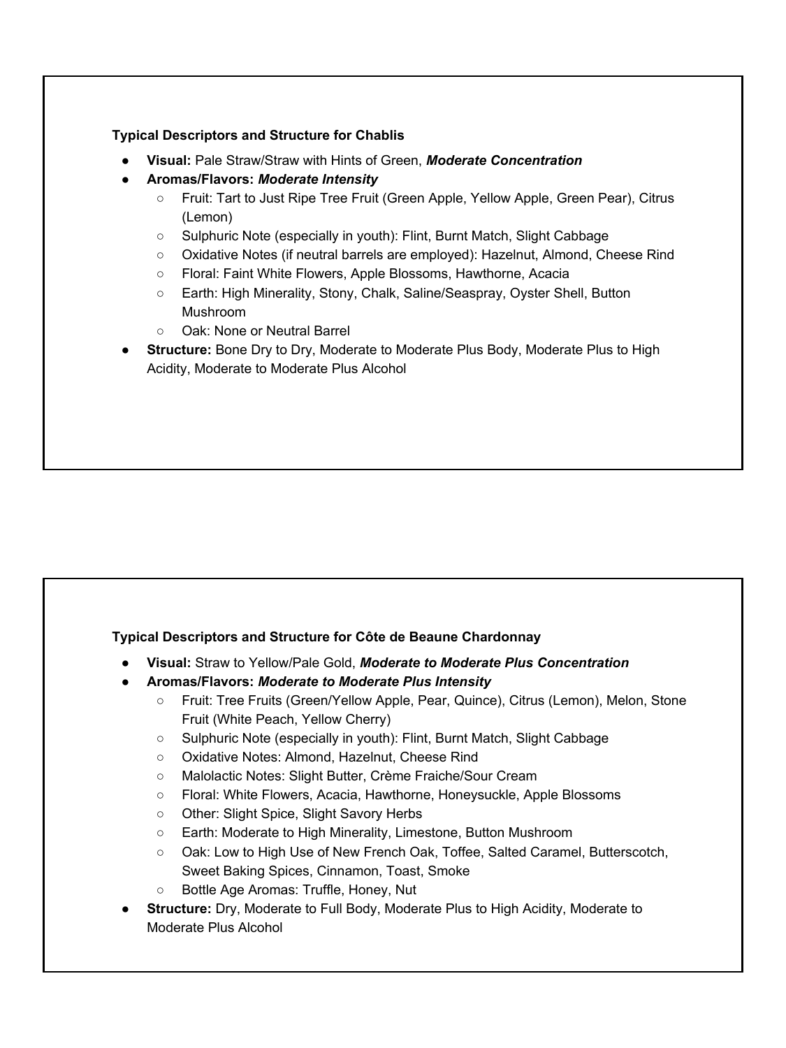**Typical Descriptors and Structure for Chablis**

- **Visual:** Pale Straw/Straw with Hints of Green, ***Moderate Concentration***
- **Aromas/Flavors:** ***Moderate Intensity***
  - Fruit: Tart to Just Ripe Tree Fruit (Green Apple, Yellow Apple, Green Pear), Citrus (Lemon)
  - Sulphuric Note (especially in youth): Flint, Burnt Match, Slight Cabbage
  - Oxidative Notes (if neutral barrels are employed): Hazelnut, Almond, Cheese Rind
  - Floral: Faint White Flowers, Apple Blossoms, Hawthorne, Acacia
  - Earth: High Minerality, Stony, Chalk, Saline/Seaspray, Oyster Shell, Button Mushroom
  - Oak: None or Neutral Barrel
- **Structure:** Bone Dry to Dry, Moderate to Moderate Plus Body, Moderate Plus to High Acidity, Moderate to Moderate Plus Alcohol

**Typical Descriptors and Structure for Côte de Beaune Chardonnay**

- **Visual:** Straw to Yellow/Pale Gold, ***Moderate to Moderate Plus Concentration***
- **Aromas/Flavors:** ***Moderate to Moderate Plus Intensity***
  - Fruit: Tree Fruits (Green/Yellow Apple, Pear, Quince), Citrus (Lemon), Melon, Stone Fruit (White Peach, Yellow Cherry)
  - Sulphuric Note (especially in youth): Flint, Burnt Match, Slight Cabbage
  - Oxidative Notes: Almond, Hazelnut, Cheese Rind
  - Malolactic Notes: Slight Butter, Crème Fraiche/Sour Cream
  - Floral: White Flowers, Acacia, Hawthorne, Honeysuckle, Apple Blossoms
  - Other: Slight Spice, Slight Savory Herbs
  - Earth: Moderate to High Minerality, Limestone, Button Mushroom
  - Oak: Low to High Use of New French Oak, Toffee, Salted Caramel, Butterscotch, Sweet Baking Spices, Cinnamon, Toast, Smoke
  - Bottle Age Aromas: Truffle, Honey, Nut
- **Structure:** Dry, Moderate to Full Body, Moderate Plus to High Acidity, Moderate to Moderate Plus Alcohol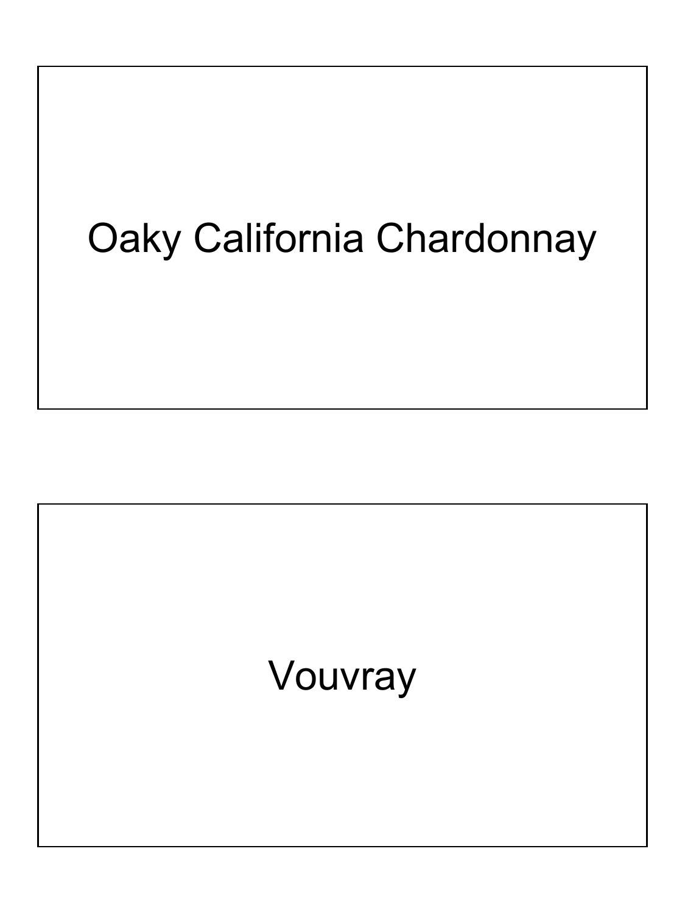Oaky California Chardonnay

Vouvray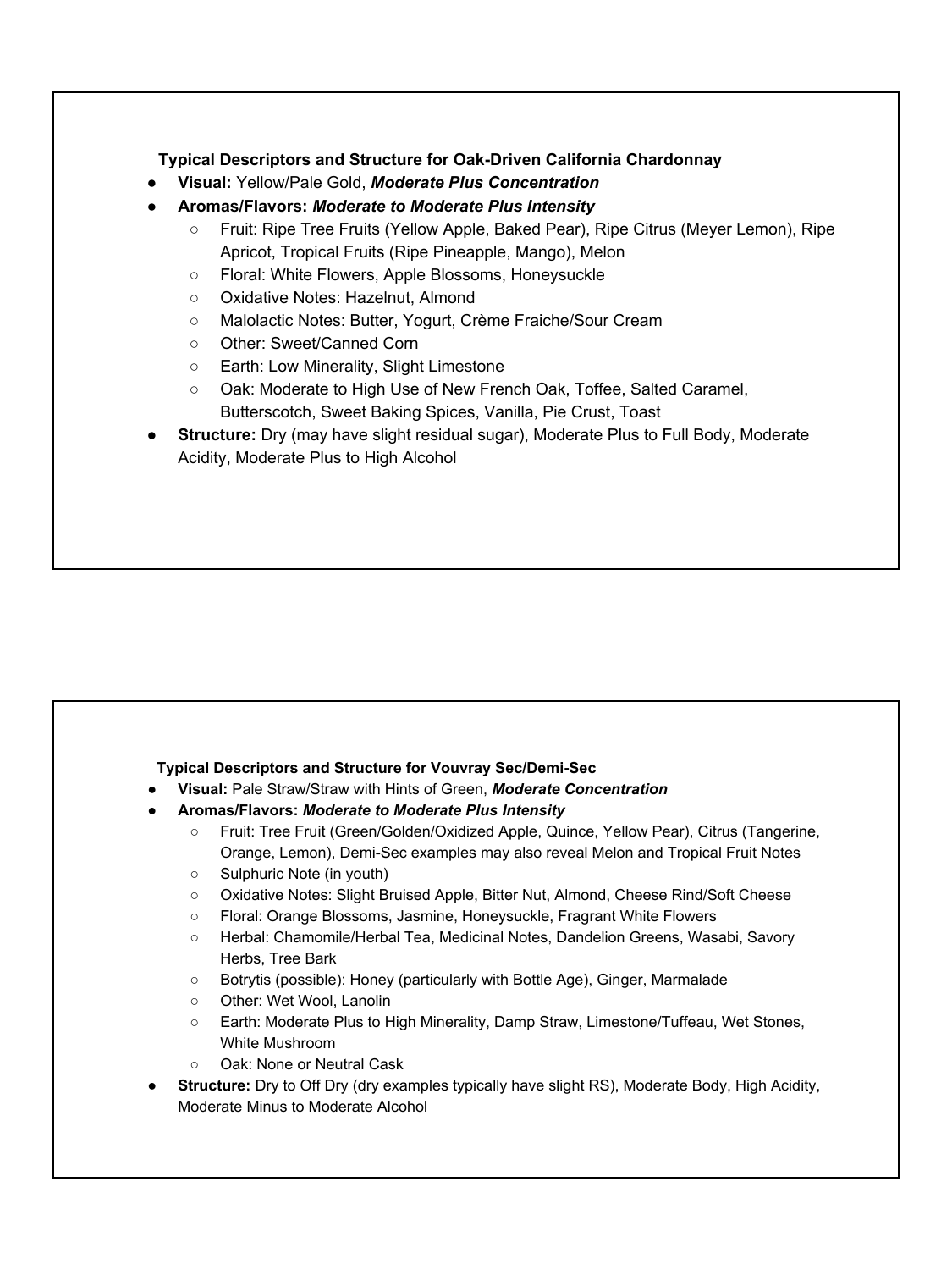**Typical Descriptors and Structure for Oak-Driven California Chardonnay**

- **Visual:** Yellow/Pale Gold, ***Moderate Plus Concentration***
- **Aromas/Flavors:** ***Moderate to Moderate Plus Intensity***
    - Fruit: Ripe Tree Fruits (Yellow Apple, Baked Pear), Ripe Citrus (Meyer Lemon), Ripe Apricot, Tropical Fruits (Ripe Pineapple, Mango), Melon
    - Floral: White Flowers, Apple Blossoms, Honeysuckle
    - Oxidative Notes: Hazelnut, Almond
    - Malolactic Notes: Butter, Yogurt, Crème Fraiche/Sour Cream
    - Other: Sweet/Canned Corn
    - Earth: Low Minerality, Slight Limestone
    - Oak: Moderate to High Use of New French Oak, Toffee, Salted Caramel, Butterscotch, Sweet Baking Spices, Vanilla, Pie Crust, Toast
- **Structure:** Dry (may have slight residual sugar), Moderate Plus to Full Body, Moderate Acidity, Moderate Plus to High Alcohol

**Typical Descriptors and Structure for Vouvray Sec/Demi-Sec**

- **Visual:** Pale Straw/Straw with Hints of Green, ***Moderate Concentration***
- **Aromas/Flavors:** ***Moderate to Moderate Plus Intensity***
    - Fruit: Tree Fruit (Green/Golden/Oxidized Apple, Quince, Yellow Pear), Citrus (Tangerine, Orange, Lemon), Demi-Sec examples may also reveal Melon and Tropical Fruit Notes
    - Sulphuric Note (in youth)
    - Oxidative Notes: Slight Bruised Apple, Bitter Nut, Almond, Cheese Rind/Soft Cheese
    - Floral: Orange Blossoms, Jasmine, Honeysuckle, Fragrant White Flowers
    - Herbal: Chamomile/Herbal Tea, Medicinal Notes, Dandelion Greens, Wasabi, Savory Herbs, Tree Bark
    - Botrytis (possible): Honey (particularly with Bottle Age), Ginger, Marmalade
    - Other: Wet Wool, Lanolin
    - Earth: Moderate Plus to High Minerality, Damp Straw, Limestone/Tuffeau, Wet Stones, White Mushroom
    - Oak: None or Neutral Cask
- **Structure:** Dry to Off Dry (dry examples typically have slight RS), Moderate Body, High Acidity, Moderate Minus to Moderate Alcohol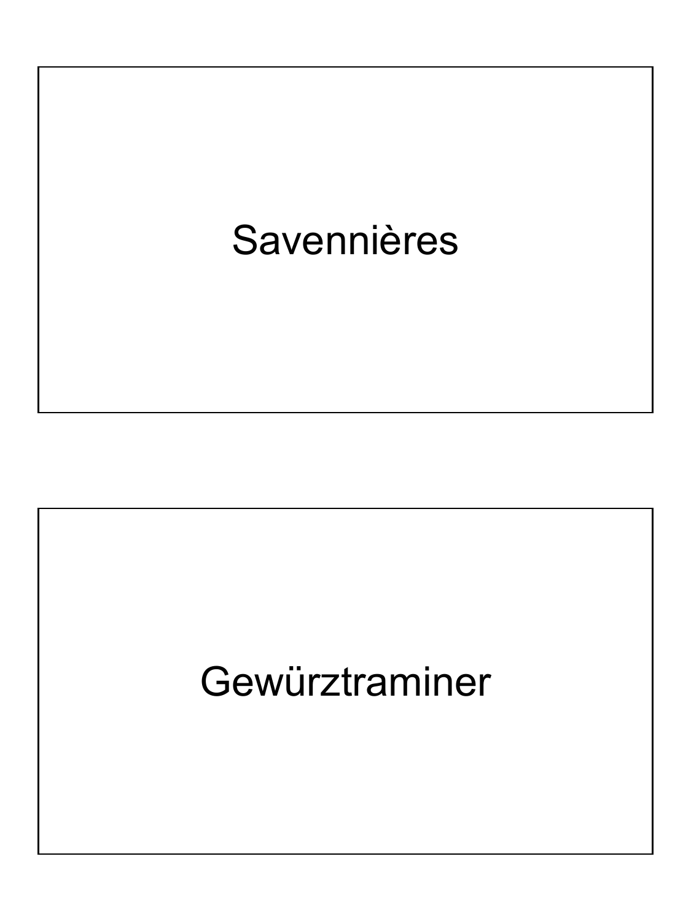Savennières

Gewürztraminer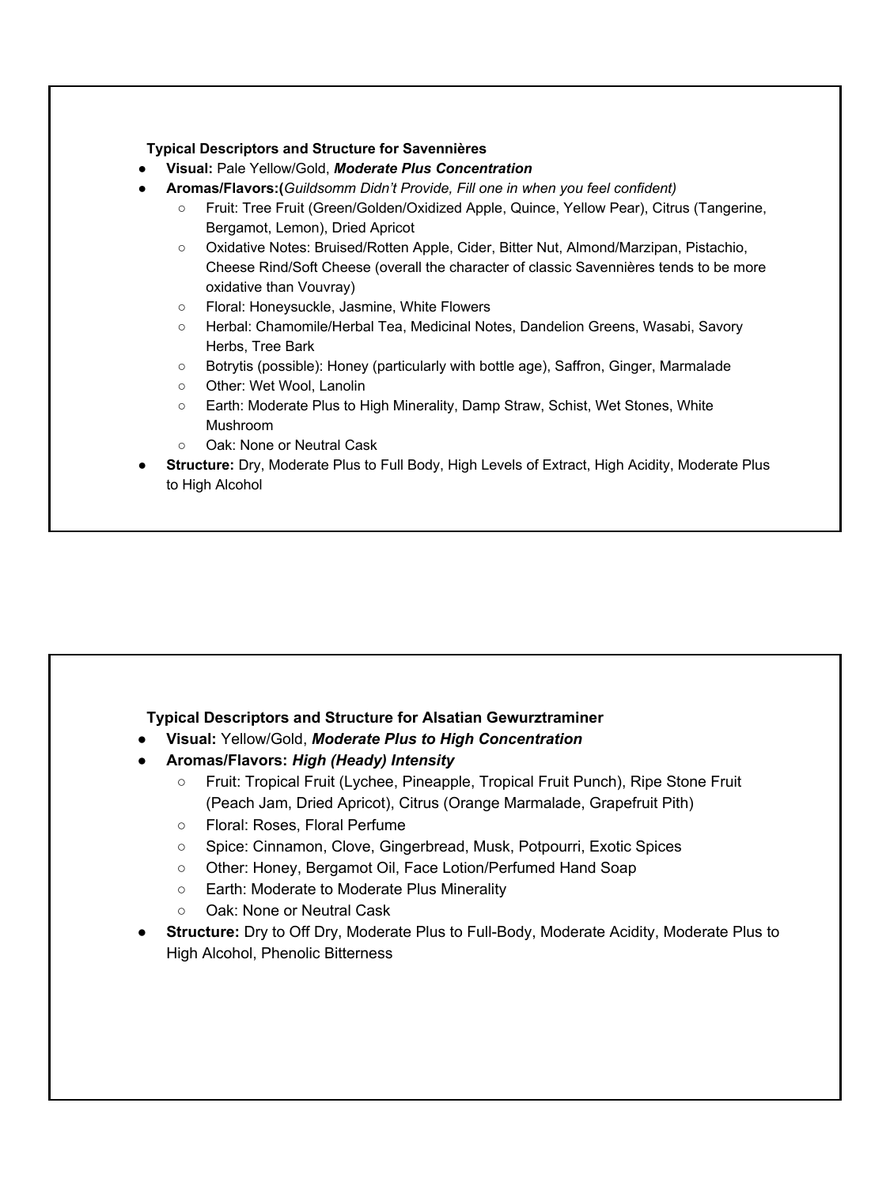**Typical Descriptors and Structure for Savennières**

- **Visual:** Pale Yellow/Gold, ***Moderate Plus Concentration***
- **Aromas/Flavors:(***Guildsomm Didn't Provide, Fill one in when you feel confident)*
  - Fruit: Tree Fruit (Green/Golden/Oxidized Apple, Quince, Yellow Pear), Citrus (Tangerine, Bergamot, Lemon), Dried Apricot
  - Oxidative Notes: Bruised/Rotten Apple, Cider, Bitter Nut, Almond/Marzipan, Pistachio, Cheese Rind/Soft Cheese (overall the character of classic Savennières tends to be more oxidative than Vouvray)
  - Floral: Honeysuckle, Jasmine, White Flowers
  - Herbal: Chamomile/Herbal Tea, Medicinal Notes, Dandelion Greens, Wasabi, Savory Herbs, Tree Bark
  - Botrytis (possible): Honey (particularly with bottle age), Saffron, Ginger, Marmalade
  - Other: Wet Wool, Lanolin
  - Earth: Moderate Plus to High Minerality, Damp Straw, Schist, Wet Stones, White Mushroom
  - Oak: None or Neutral Cask
- **Structure:** Dry, Moderate Plus to Full Body, High Levels of Extract, High Acidity, Moderate Plus to High Alcohol

**Typical Descriptors and Structure for Alsatian Gewurztraminer**

- **Visual:** Yellow/Gold, ***Moderate Plus to High Concentration***
- **Aromas/Flavors:** ***High (Heady) Intensity***
  - Fruit: Tropical Fruit (Lychee, Pineapple, Tropical Fruit Punch), Ripe Stone Fruit (Peach Jam, Dried Apricot), Citrus (Orange Marmalade, Grapefruit Pith)
  - Floral: Roses, Floral Perfume
  - Spice: Cinnamon, Clove, Gingerbread, Musk, Potpourri, Exotic Spices
  - Other: Honey, Bergamot Oil, Face Lotion/Perfumed Hand Soap
  - Earth: Moderate to Moderate Plus Minerality
  - Oak: None or Neutral Cask
- **Structure:** Dry to Off Dry, Moderate Plus to Full-Body, Moderate Acidity, Moderate Plus to High Alcohol, Phenolic Bitterness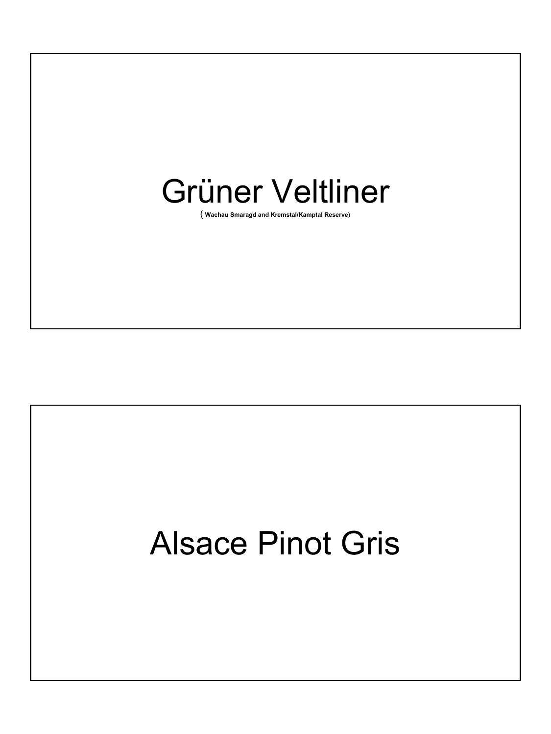# Grüner Veltliner

( **Wachau Smaragd and Kremstal/Kamptal Reserve)**

# Alsace Pinot Gris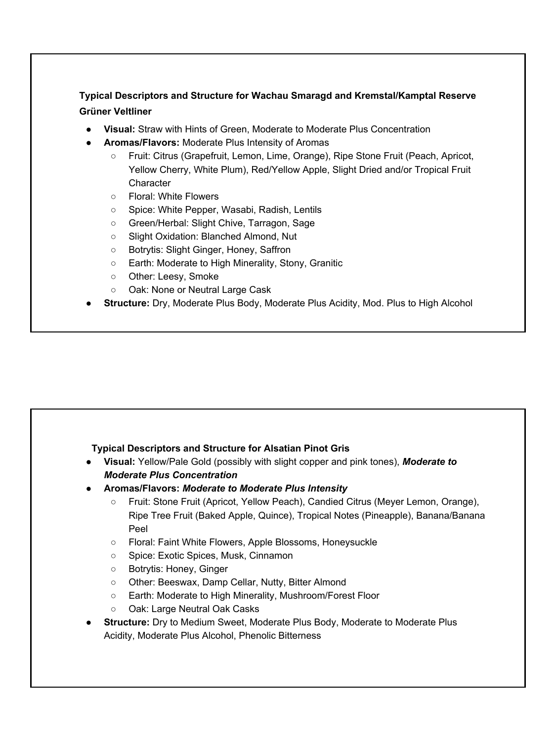**Typical Descriptors and Structure for Wachau Smaragd and Kremstal/Kamptal Reserve Grüner Veltliner**

- **Visual:** Straw with Hints of Green, Moderate to Moderate Plus Concentration
- **Aromas/Flavors:** Moderate Plus Intensity of Aromas
  - Fruit: Citrus (Grapefruit, Lemon, Lime, Orange), Ripe Stone Fruit (Peach, Apricot, Yellow Cherry, White Plum), Red/Yellow Apple, Slight Dried and/or Tropical Fruit Character
  - Floral: White Flowers
  - Spice: White Pepper, Wasabi, Radish, Lentils
  - Green/Herbal: Slight Chive, Tarragon, Sage
  - Slight Oxidation: Blanched Almond, Nut
  - Botrytis: Slight Ginger, Honey, Saffron
  - Earth: Moderate to High Minerality, Stony, Granitic
  - Other: Leesy, Smoke
  - Oak: None or Neutral Large Cask
- **Structure:** Dry, Moderate Plus Body, Moderate Plus Acidity, Mod. Plus to High Alcohol

**Typical Descriptors and Structure for Alsatian Pinot Gris**

- **Visual:** Yellow/Pale Gold (possibly with slight copper and pink tones), ***Moderate to Moderate Plus Concentration***
- **Aromas/Flavors:** ***Moderate to Moderate Plus Intensity***
  - Fruit: Stone Fruit (Apricot, Yellow Peach), Candied Citrus (Meyer Lemon, Orange), Ripe Tree Fruit (Baked Apple, Quince), Tropical Notes (Pineapple), Banana/Banana Peel
  - Floral: Faint White Flowers, Apple Blossoms, Honeysuckle
  - Spice: Exotic Spices, Musk, Cinnamon
  - Botrytis: Honey, Ginger
  - Other: Beeswax, Damp Cellar, Nutty, Bitter Almond
  - Earth: Moderate to High Minerality, Mushroom/Forest Floor
  - Oak: Large Neutral Oak Casks
- **Structure:** Dry to Medium Sweet, Moderate Plus Body, Moderate to Moderate Plus Acidity, Moderate Plus Alcohol, Phenolic Bitterness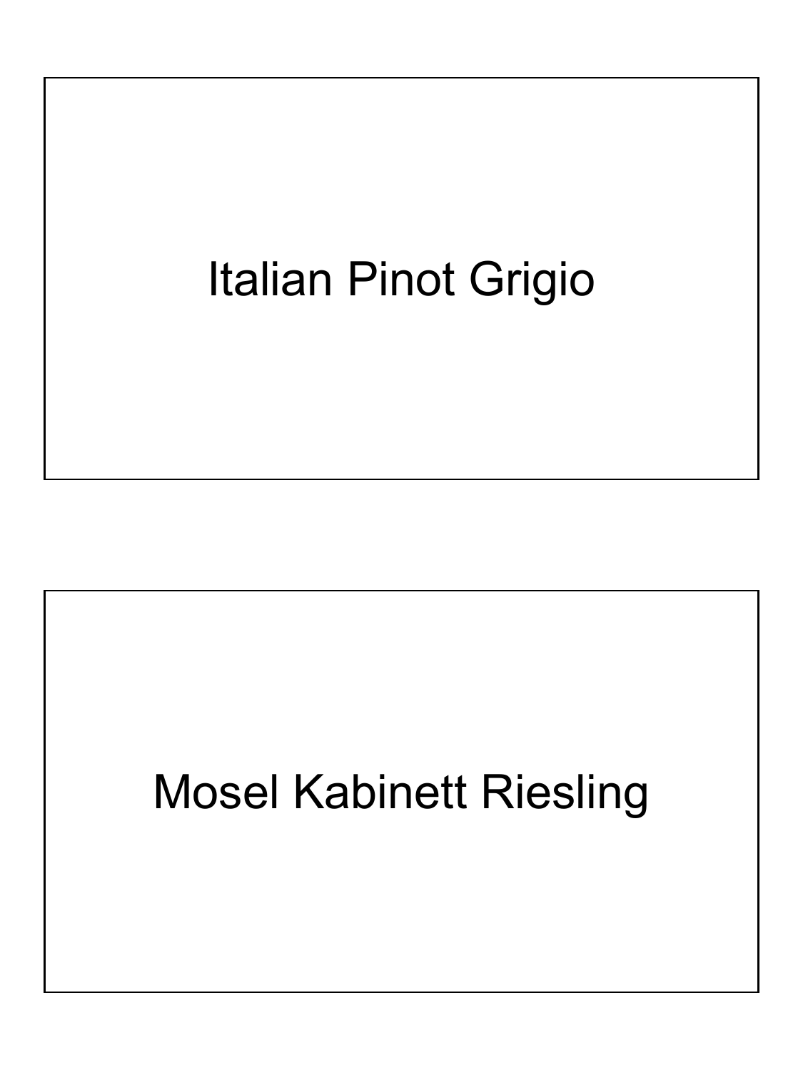Italian Pinot Grigio

Mosel Kabinett Riesling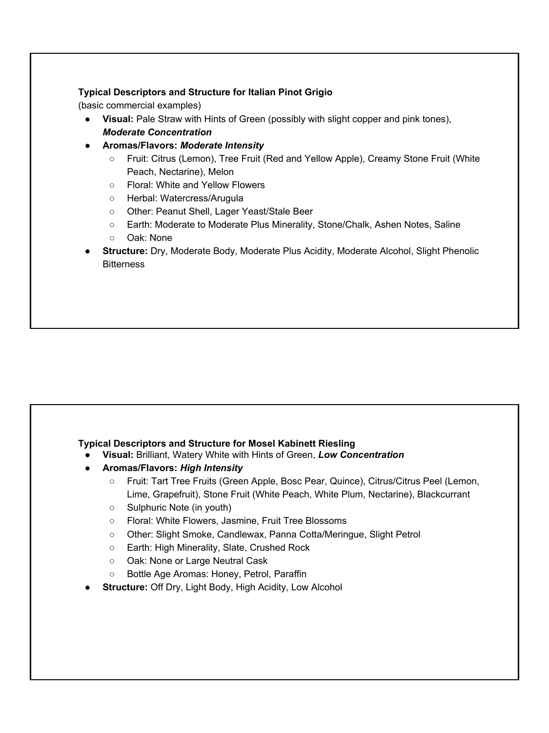**Typical Descriptors and Structure for Italian Pinot Grigio**

(basic commercial examples)

- **Visual:** Pale Straw with Hints of Green (possibly with slight copper and pink tones), ***Moderate Concentration***
- **Aromas/Flavors:** ***Moderate Intensity***
  - Fruit: Citrus (Lemon), Tree Fruit (Red and Yellow Apple), Creamy Stone Fruit (White Peach, Nectarine), Melon
  - Floral: White and Yellow Flowers
  - Herbal: Watercress/Arugula
  - Other: Peanut Shell, Lager Yeast/Stale Beer
  - Earth: Moderate to Moderate Plus Minerality, Stone/Chalk, Ashen Notes, Saline
  - Oak: None
- **Structure:** Dry, Moderate Body, Moderate Plus Acidity, Moderate Alcohol, Slight Phenolic Bitterness

**Typical Descriptors and Structure for Mosel Kabinett Riesling**

- **Visual:** Brilliant, Watery White with Hints of Green, ***Low Concentration***
- **Aromas/Flavors:** ***High Intensity***
  - Fruit: Tart Tree Fruits (Green Apple, Bosc Pear, Quince), Citrus/Citrus Peel (Lemon, Lime, Grapefruit), Stone Fruit (White Peach, White Plum, Nectarine), Blackcurrant
  - Sulphuric Note (in youth)
  - Floral: White Flowers, Jasmine, Fruit Tree Blossoms
  - Other: Slight Smoke, Candlewax, Panna Cotta/Meringue, Slight Petrol
  - Earth: High Minerality, Slate, Crushed Rock
  - Oak: None or Large Neutral Cask
  - Bottle Age Aromas: Honey, Petrol, Paraffin
- **Structure:** Off Dry, Light Body, High Acidity, Low Alcohol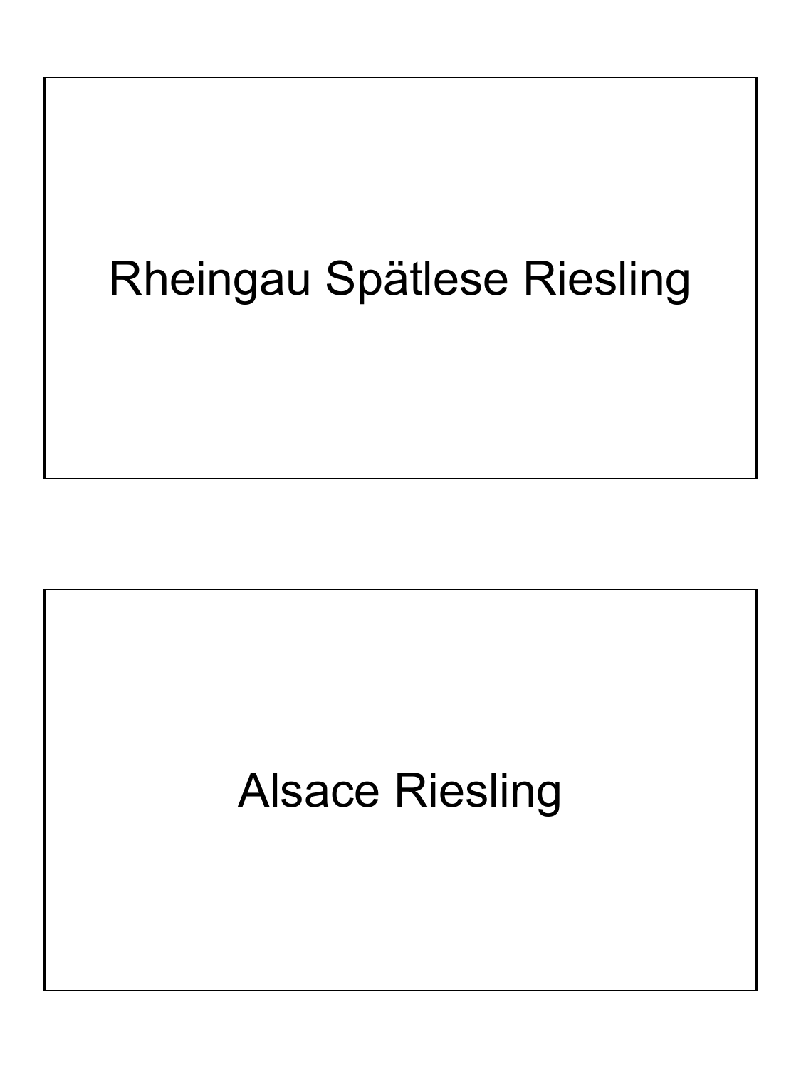Rheingau Spätlese Riesling

Alsace Riesling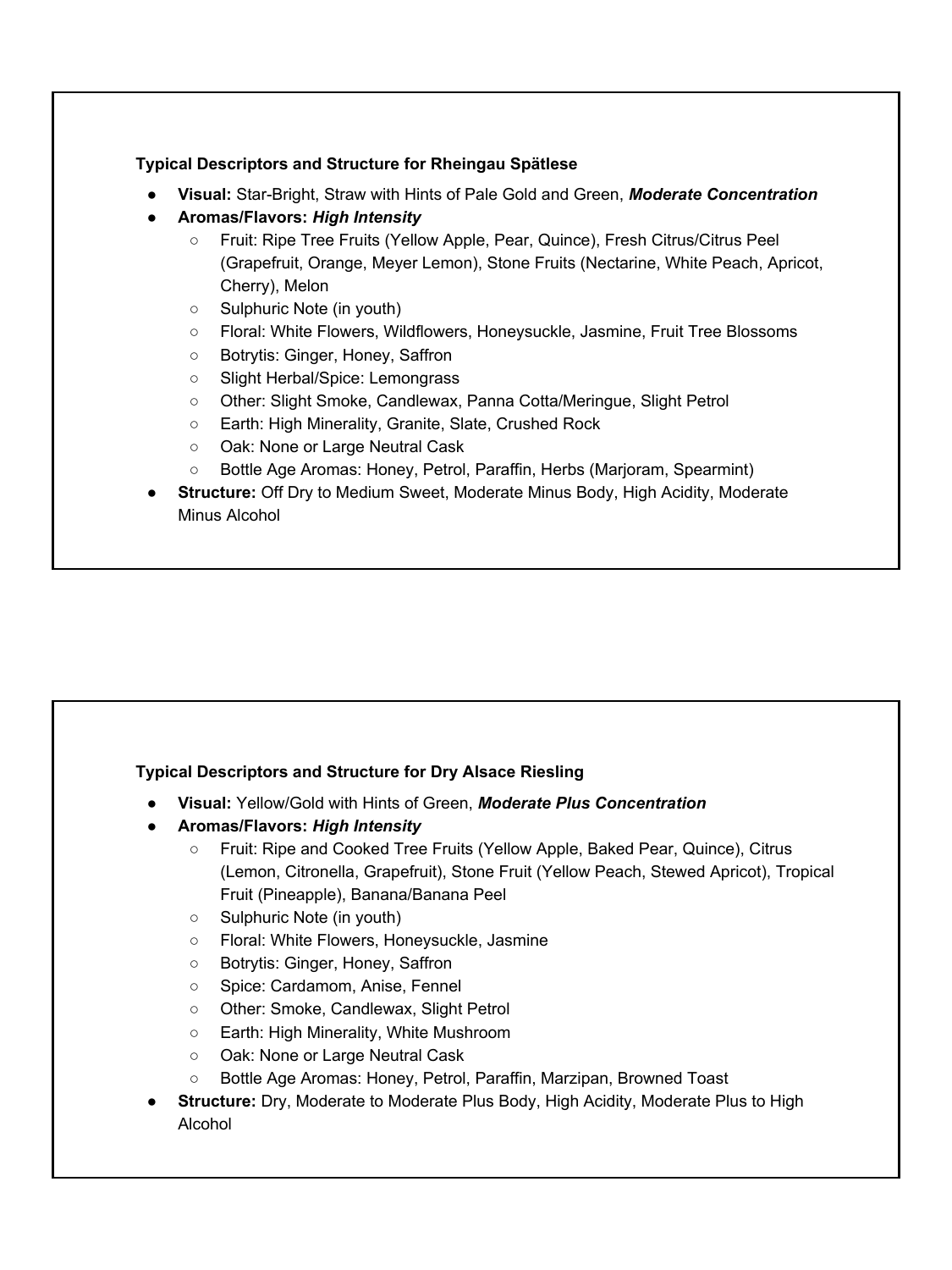**Typical Descriptors and Structure for Rheingau Spätlese**

- **Visual:** Star-Bright, Straw with Hints of Pale Gold and Green, ***Moderate Concentration***
- **Aromas/Flavors:** ***High Intensity***
  - Fruit: Ripe Tree Fruits (Yellow Apple, Pear, Quince), Fresh Citrus/Citrus Peel (Grapefruit, Orange, Meyer Lemon), Stone Fruits (Nectarine, White Peach, Apricot, Cherry), Melon
  - Sulphuric Note (in youth)
  - Floral: White Flowers, Wildflowers, Honeysuckle, Jasmine, Fruit Tree Blossoms
  - Botrytis: Ginger, Honey, Saffron
  - Slight Herbal/Spice: Lemongrass
  - Other: Slight Smoke, Candlewax, Panna Cotta/Meringue, Slight Petrol
  - Earth: High Minerality, Granite, Slate, Crushed Rock
  - Oak: None or Large Neutral Cask
  - Bottle Age Aromas: Honey, Petrol, Paraffin, Herbs (Marjoram, Spearmint)
- **Structure:** Off Dry to Medium Sweet, Moderate Minus Body, High Acidity, Moderate Minus Alcohol

**Typical Descriptors and Structure for Dry Alsace Riesling**

- **Visual:** Yellow/Gold with Hints of Green, ***Moderate Plus Concentration***
- **Aromas/Flavors:** ***High Intensity***
  - Fruit: Ripe and Cooked Tree Fruits (Yellow Apple, Baked Pear, Quince), Citrus (Lemon, Citronella, Grapefruit), Stone Fruit (Yellow Peach, Stewed Apricot), Tropical Fruit (Pineapple), Banana/Banana Peel
  - Sulphuric Note (in youth)
  - Floral: White Flowers, Honeysuckle, Jasmine
  - Botrytis: Ginger, Honey, Saffron
  - Spice: Cardamom, Anise, Fennel
  - Other: Smoke, Candlewax, Slight Petrol
  - Earth: High Minerality, White Mushroom
  - Oak: None or Large Neutral Cask
  - Bottle Age Aromas: Honey, Petrol, Paraffin, Marzipan, Browned Toast
- **Structure:** Dry, Moderate to Moderate Plus Body, High Acidity, Moderate Plus to High Alcohol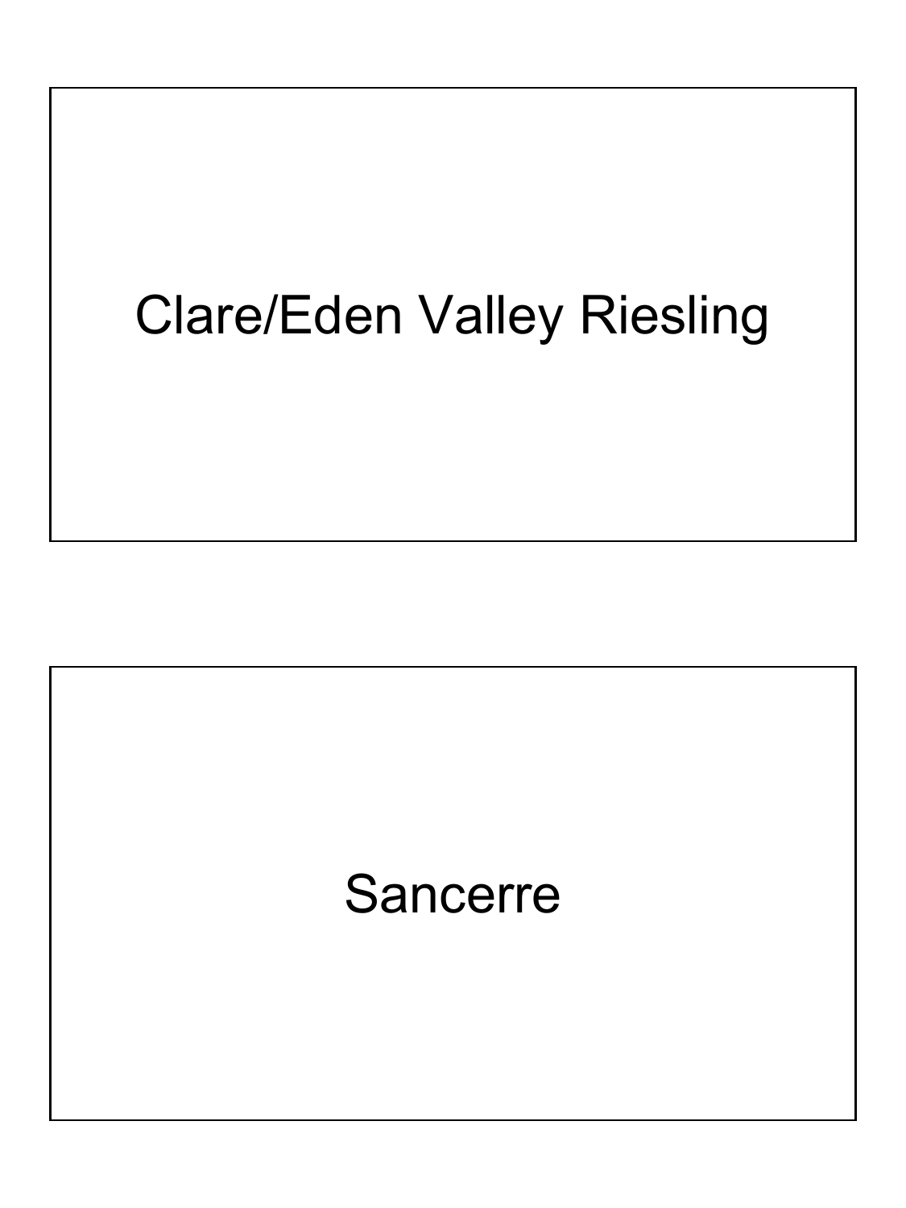Clare/Eden Valley Riesling

Sancerre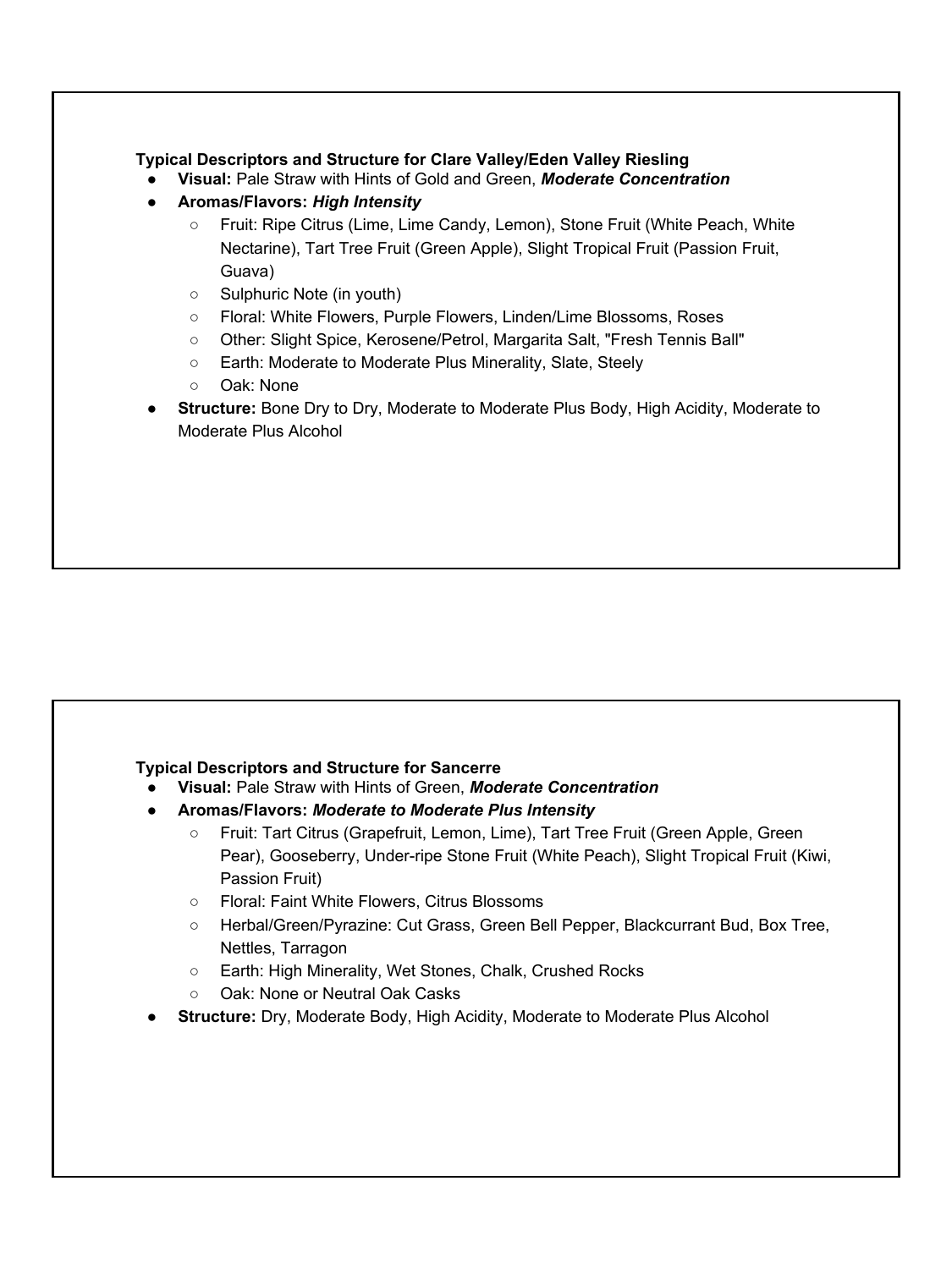**Typical Descriptors and Structure for Clare Valley/Eden Valley Riesling**

- **Visual:** Pale Straw with Hints of Gold and Green, ***Moderate Concentration***
- **Aromas/Flavors:** ***High Intensity***
  - Fruit: Ripe Citrus (Lime, Lime Candy, Lemon), Stone Fruit (White Peach, White Nectarine), Tart Tree Fruit (Green Apple), Slight Tropical Fruit (Passion Fruit, Guava)
  - Sulphuric Note (in youth)
  - Floral: White Flowers, Purple Flowers, Linden/Lime Blossoms, Roses
  - Other: Slight Spice, Kerosene/Petrol, Margarita Salt, "Fresh Tennis Ball"
  - Earth: Moderate to Moderate Plus Minerality, Slate, Steely
  - Oak: None
- **Structure:** Bone Dry to Dry, Moderate to Moderate Plus Body, High Acidity, Moderate to Moderate Plus Alcohol

**Typical Descriptors and Structure for Sancerre**

- **Visual:** Pale Straw with Hints of Green, ***Moderate Concentration***
- **Aromas/Flavors:** ***Moderate to Moderate Plus Intensity***
  - Fruit: Tart Citrus (Grapefruit, Lemon, Lime), Tart Tree Fruit (Green Apple, Green Pear), Gooseberry, Under-ripe Stone Fruit (White Peach), Slight Tropical Fruit (Kiwi, Passion Fruit)
  - Floral: Faint White Flowers, Citrus Blossoms
  - Herbal/Green/Pyrazine: Cut Grass, Green Bell Pepper, Blackcurrant Bud, Box Tree, Nettles, Tarragon
  - Earth: High Minerality, Wet Stones, Chalk, Crushed Rocks
  - Oak: None or Neutral Oak Casks
- **Structure:** Dry, Moderate Body, High Acidity, Moderate to Moderate Plus Alcohol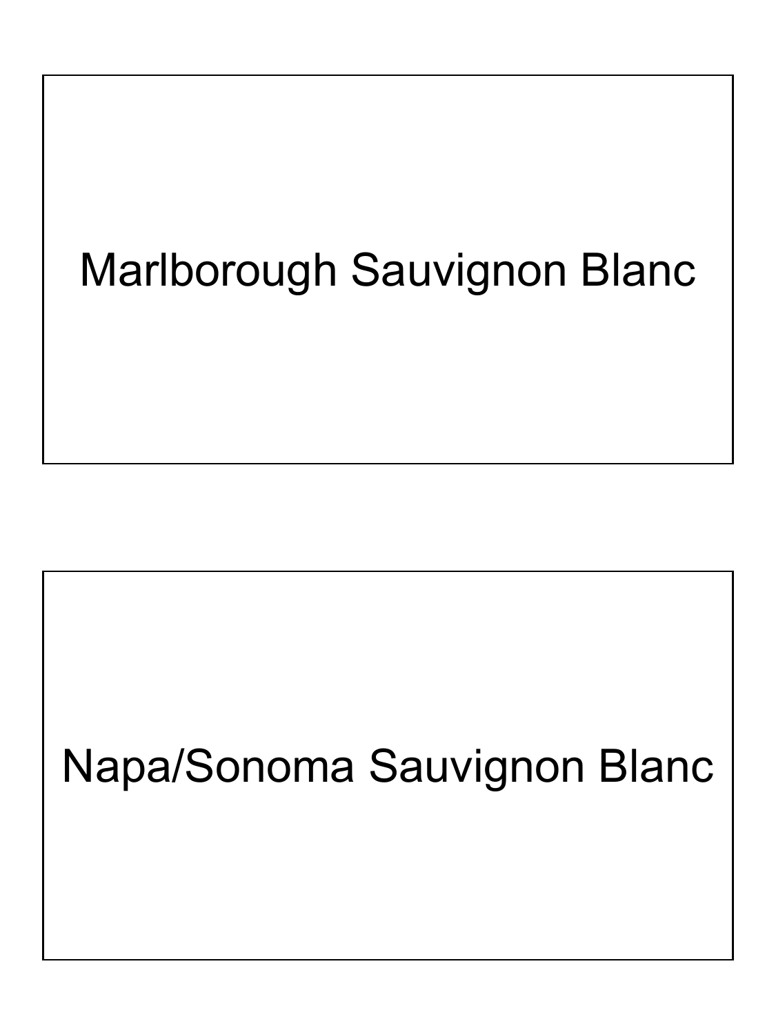Marlborough Sauvignon Blanc

Napa/Sonoma Sauvignon Blanc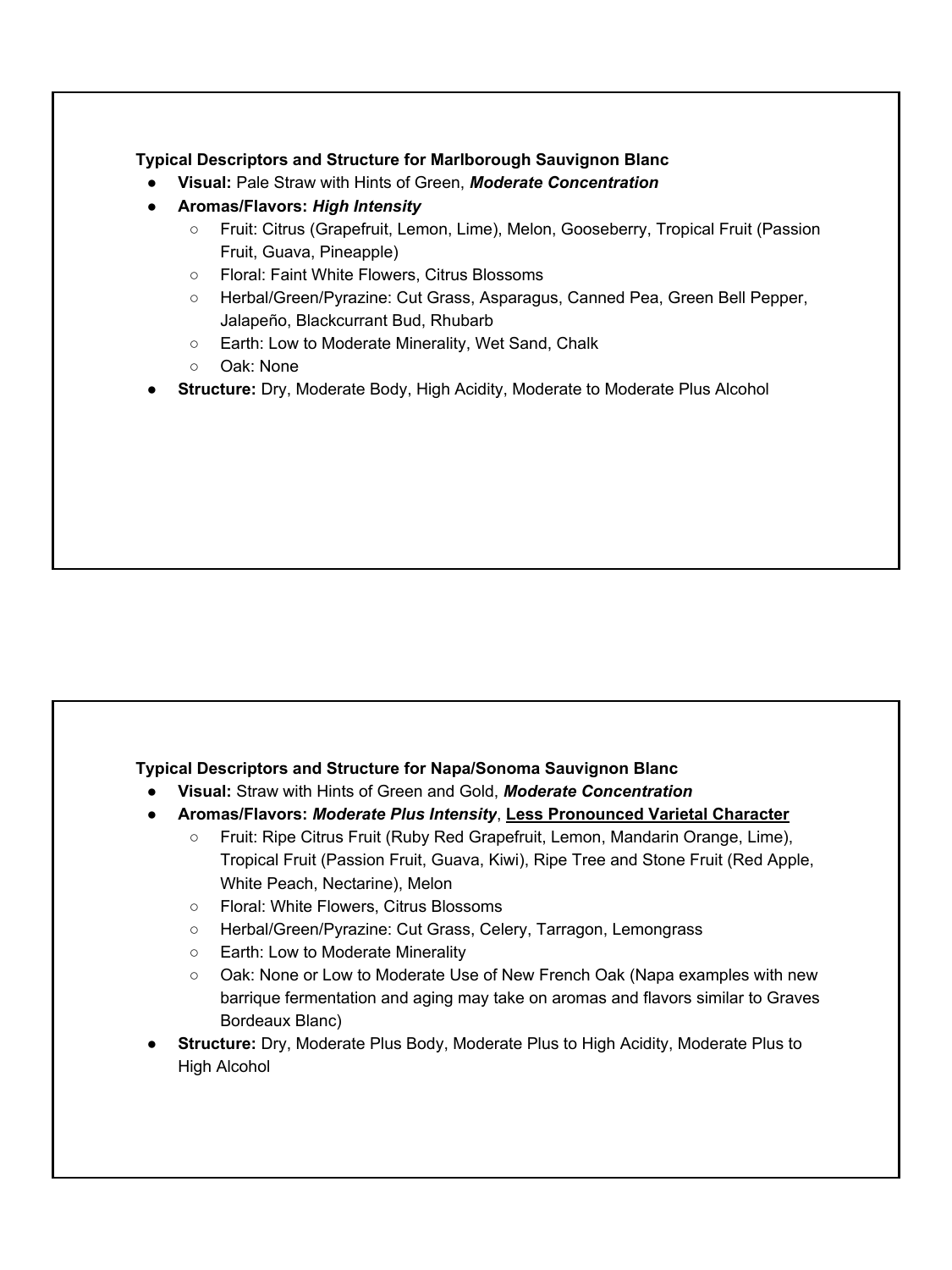**Typical Descriptors and Structure for Marlborough Sauvignon Blanc**

- **Visual:** Pale Straw with Hints of Green, ***Moderate Concentration***
- **Aromas/Flavors:** ***High Intensity***
  - Fruit: Citrus (Grapefruit, Lemon, Lime), Melon, Gooseberry, Tropical Fruit (Passion Fruit, Guava, Pineapple)
  - Floral: Faint White Flowers, Citrus Blossoms
  - Herbal/Green/Pyrazine: Cut Grass, Asparagus, Canned Pea, Green Bell Pepper, Jalapeño, Blackcurrant Bud, Rhubarb
  - Earth: Low to Moderate Minerality, Wet Sand, Chalk
  - Oak: None
- **Structure:** Dry, Moderate Body, High Acidity, Moderate to Moderate Plus Alcohol

**Typical Descriptors and Structure for Napa/Sonoma Sauvignon Blanc**

- **Visual:** Straw with Hints of Green and Gold, ***Moderate Concentration***
- **Aromas/Flavors:** ***Moderate Plus Intensity***, <u>**Less Pronounced Varietal Character**</u>
  - Fruit: Ripe Citrus Fruit (Ruby Red Grapefruit, Lemon, Mandarin Orange, Lime), Tropical Fruit (Passion Fruit, Guava, Kiwi), Ripe Tree and Stone Fruit (Red Apple, White Peach, Nectarine), Melon
  - Floral: White Flowers, Citrus Blossoms
  - Herbal/Green/Pyrazine: Cut Grass, Celery, Tarragon, Lemongrass
  - Earth: Low to Moderate Minerality
  - Oak: None or Low to Moderate Use of New French Oak (Napa examples with new barrique fermentation and aging may take on aromas and flavors similar to Graves Bordeaux Blanc)
- **Structure:** Dry, Moderate Plus Body, Moderate Plus to High Acidity, Moderate Plus to High Alcohol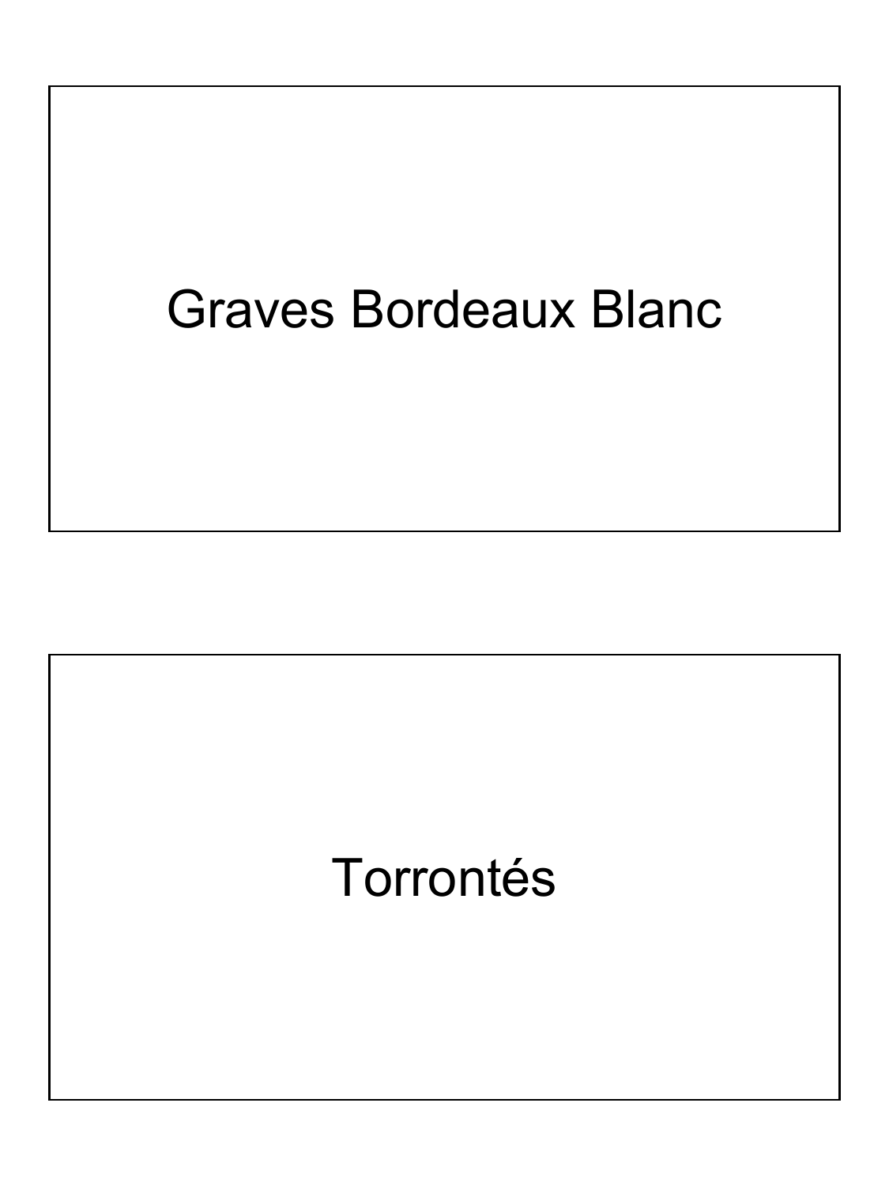Graves Bordeaux Blanc

Torrontés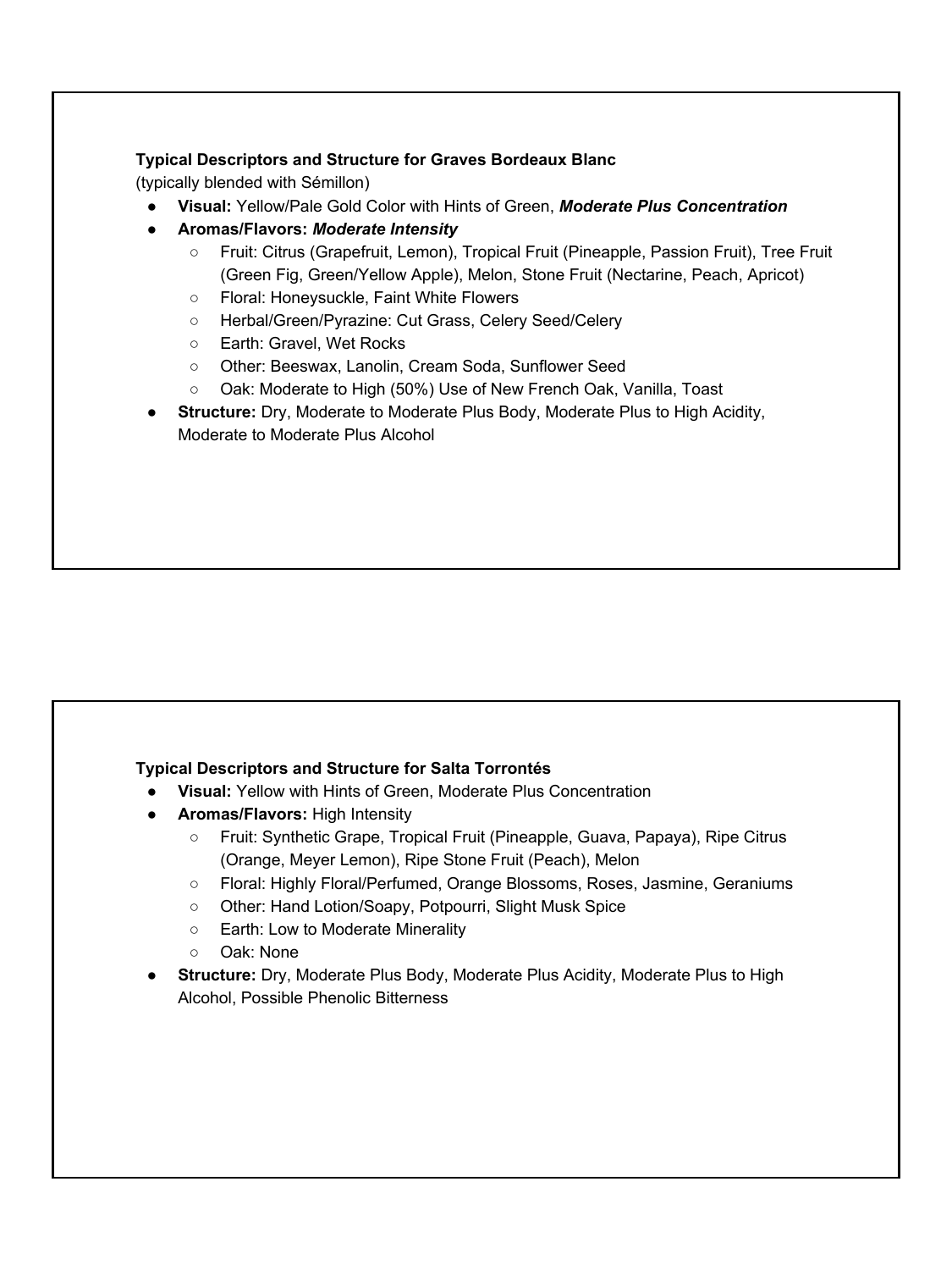**Typical Descriptors and Structure for Graves Bordeaux Blanc**
(typically blended with Sémillon)

- **Visual:** Yellow/Pale Gold Color with Hints of Green, ***Moderate Plus Concentration***
- **Aromas/Flavors:** ***Moderate Intensity***
    - Fruit: Citrus (Grapefruit, Lemon), Tropical Fruit (Pineapple, Passion Fruit), Tree Fruit (Green Fig, Green/Yellow Apple), Melon, Stone Fruit (Nectarine, Peach, Apricot)
    - Floral: Honeysuckle, Faint White Flowers
    - Herbal/Green/Pyrazine: Cut Grass, Celery Seed/Celery
    - Earth: Gravel, Wet Rocks
    - Other: Beeswax, Lanolin, Cream Soda, Sunflower Seed
    - Oak: Moderate to High (50%) Use of New French Oak, Vanilla, Toast
- **Structure:** Dry, Moderate to Moderate Plus Body, Moderate Plus to High Acidity, Moderate to Moderate Plus Alcohol

**Typical Descriptors and Structure for Salta Torrontés**

- **Visual:** Yellow with Hints of Green, Moderate Plus Concentration
- **Aromas/Flavors:** High Intensity
    - Fruit: Synthetic Grape, Tropical Fruit (Pineapple, Guava, Papaya), Ripe Citrus (Orange, Meyer Lemon), Ripe Stone Fruit (Peach), Melon
    - Floral: Highly Floral/Perfumed, Orange Blossoms, Roses, Jasmine, Geraniums
    - Other: Hand Lotion/Soapy, Potpourri, Slight Musk Spice
    - Earth: Low to Moderate Minerality
    - Oak: None
- **Structure:** Dry, Moderate Plus Body, Moderate Plus Acidity, Moderate Plus to High Alcohol, Possible Phenolic Bitterness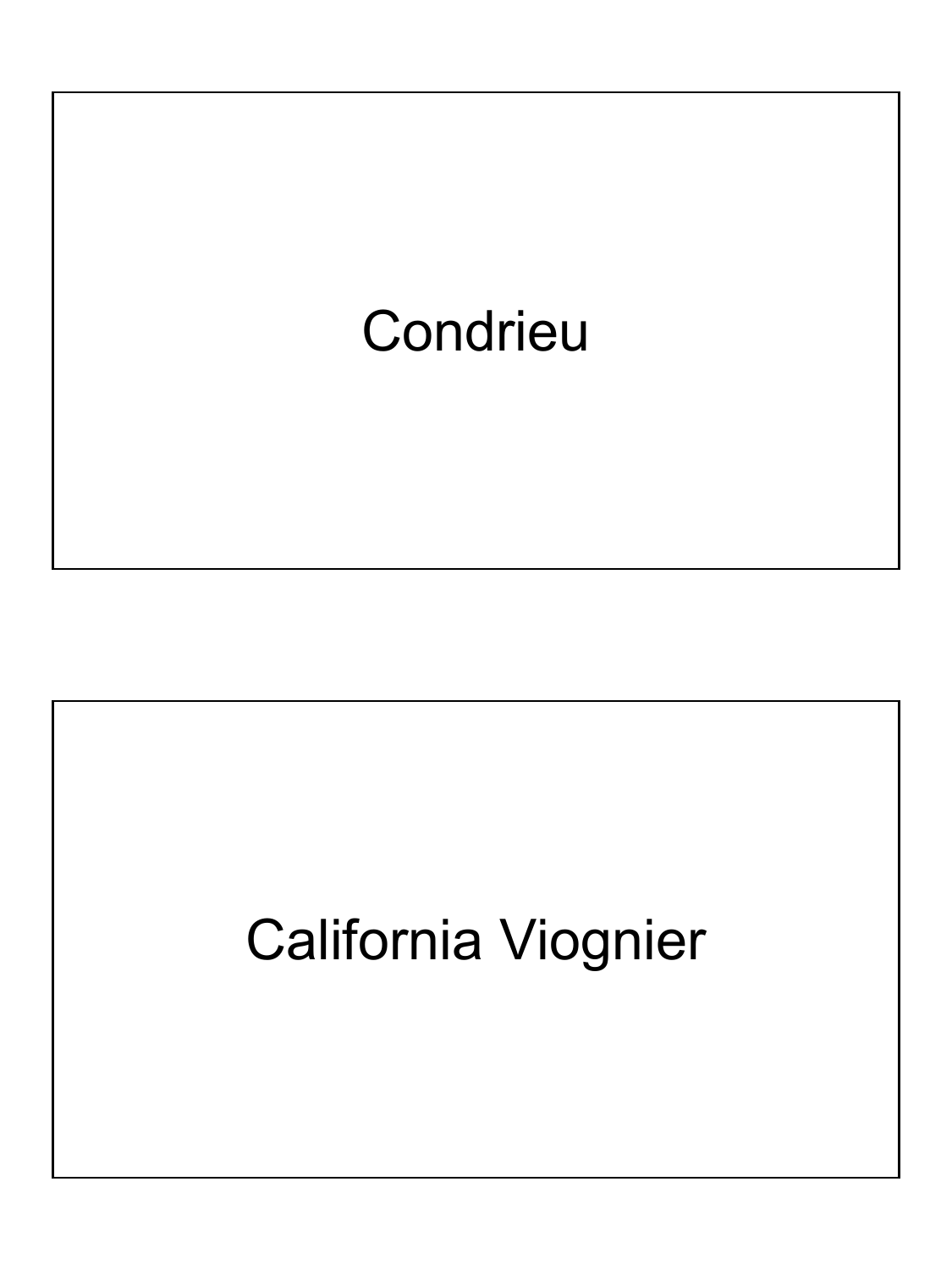Condrieu

California Viognier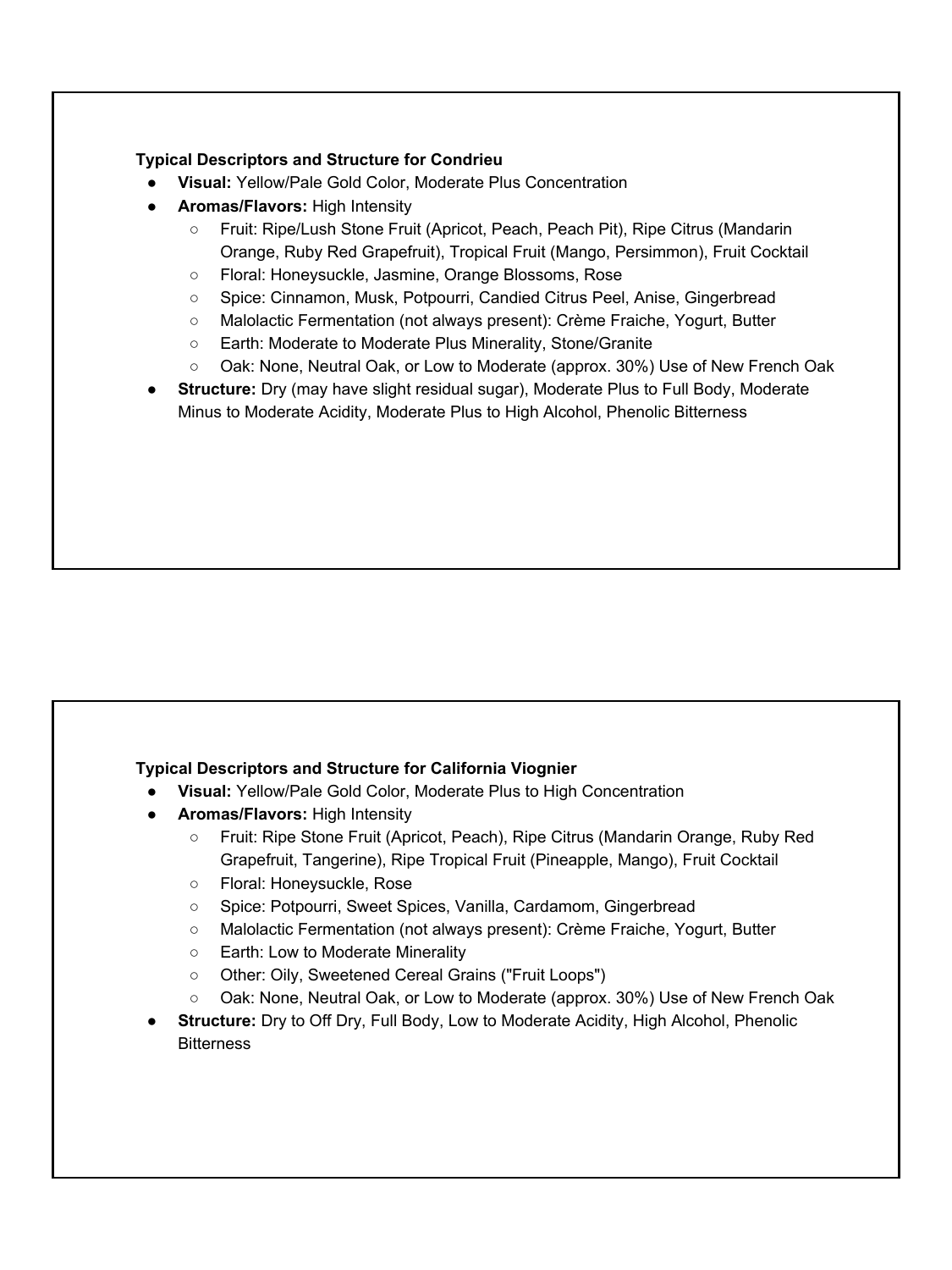**Typical Descriptors and Structure for Condrieu**

- **Visual:** Yellow/Pale Gold Color, Moderate Plus Concentration
- **Aromas/Flavors:** High Intensity
  - Fruit: Ripe/Lush Stone Fruit (Apricot, Peach, Peach Pit), Ripe Citrus (Mandarin Orange, Ruby Red Grapefruit), Tropical Fruit (Mango, Persimmon), Fruit Cocktail
  - Floral: Honeysuckle, Jasmine, Orange Blossoms, Rose
  - Spice: Cinnamon, Musk, Potpourri, Candied Citrus Peel, Anise, Gingerbread
  - Malolactic Fermentation (not always present): Crème Fraiche, Yogurt, Butter
  - Earth: Moderate to Moderate Plus Minerality, Stone/Granite
  - Oak: None, Neutral Oak, or Low to Moderate (approx. 30%) Use of New French Oak
- **Structure:** Dry (may have slight residual sugar), Moderate Plus to Full Body, Moderate Minus to Moderate Acidity, Moderate Plus to High Alcohol, Phenolic Bitterness

**Typical Descriptors and Structure for California Viognier**

- **Visual:** Yellow/Pale Gold Color, Moderate Plus to High Concentration
- **Aromas/Flavors:** High Intensity
  - Fruit: Ripe Stone Fruit (Apricot, Peach), Ripe Citrus (Mandarin Orange, Ruby Red Grapefruit, Tangerine), Ripe Tropical Fruit (Pineapple, Mango), Fruit Cocktail
  - Floral: Honeysuckle, Rose
  - Spice: Potpourri, Sweet Spices, Vanilla, Cardamom, Gingerbread
  - Malolactic Fermentation (not always present): Crème Fraiche, Yogurt, Butter
  - Earth: Low to Moderate Minerality
  - Other: Oily, Sweetened Cereal Grains ("Fruit Loops")
  - Oak: None, Neutral Oak, or Low to Moderate (approx. 30%) Use of New French Oak
- **Structure:** Dry to Off Dry, Full Body, Low to Moderate Acidity, High Alcohol, Phenolic Bitterness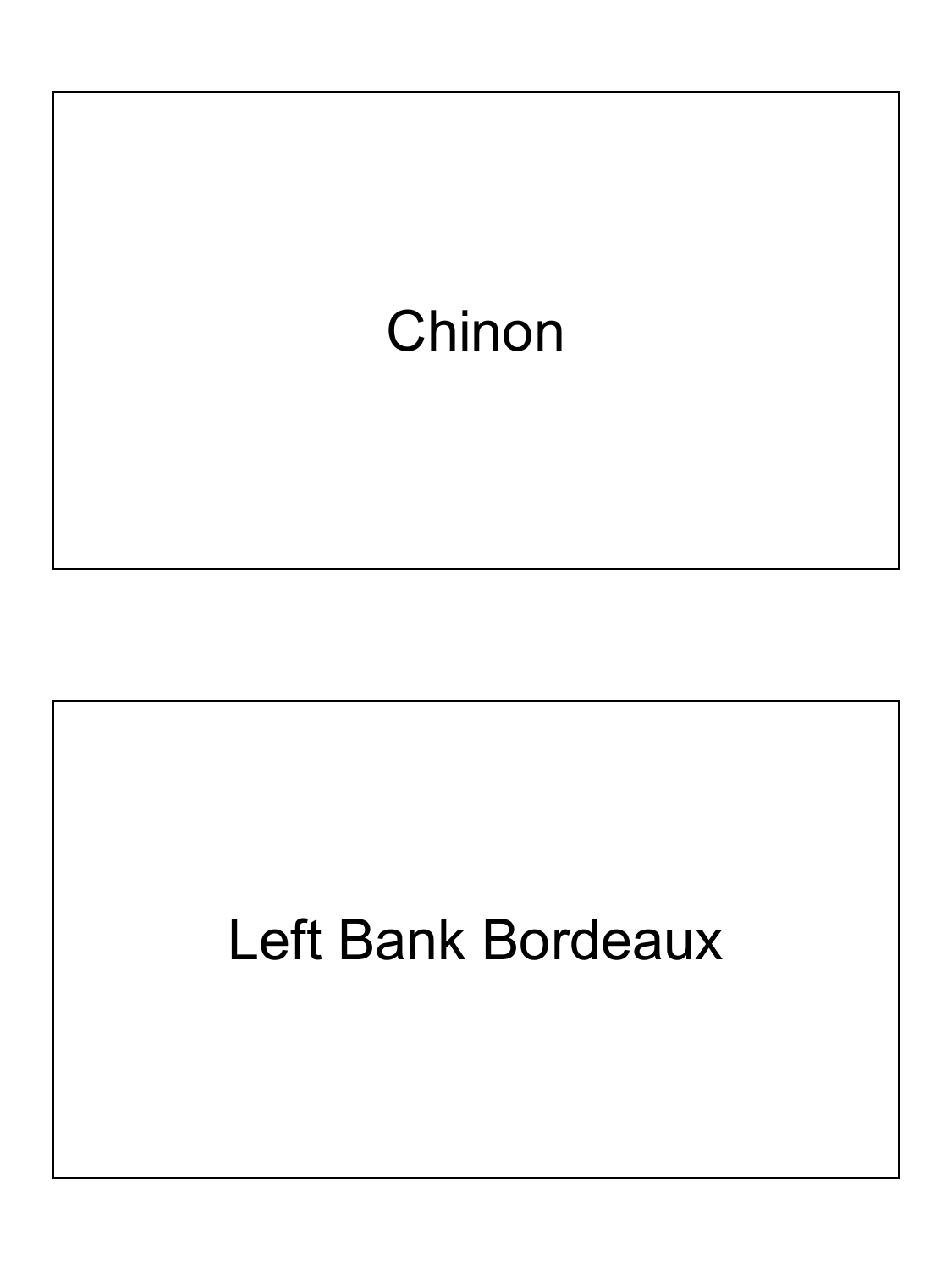Chinon

Left Bank Bordeaux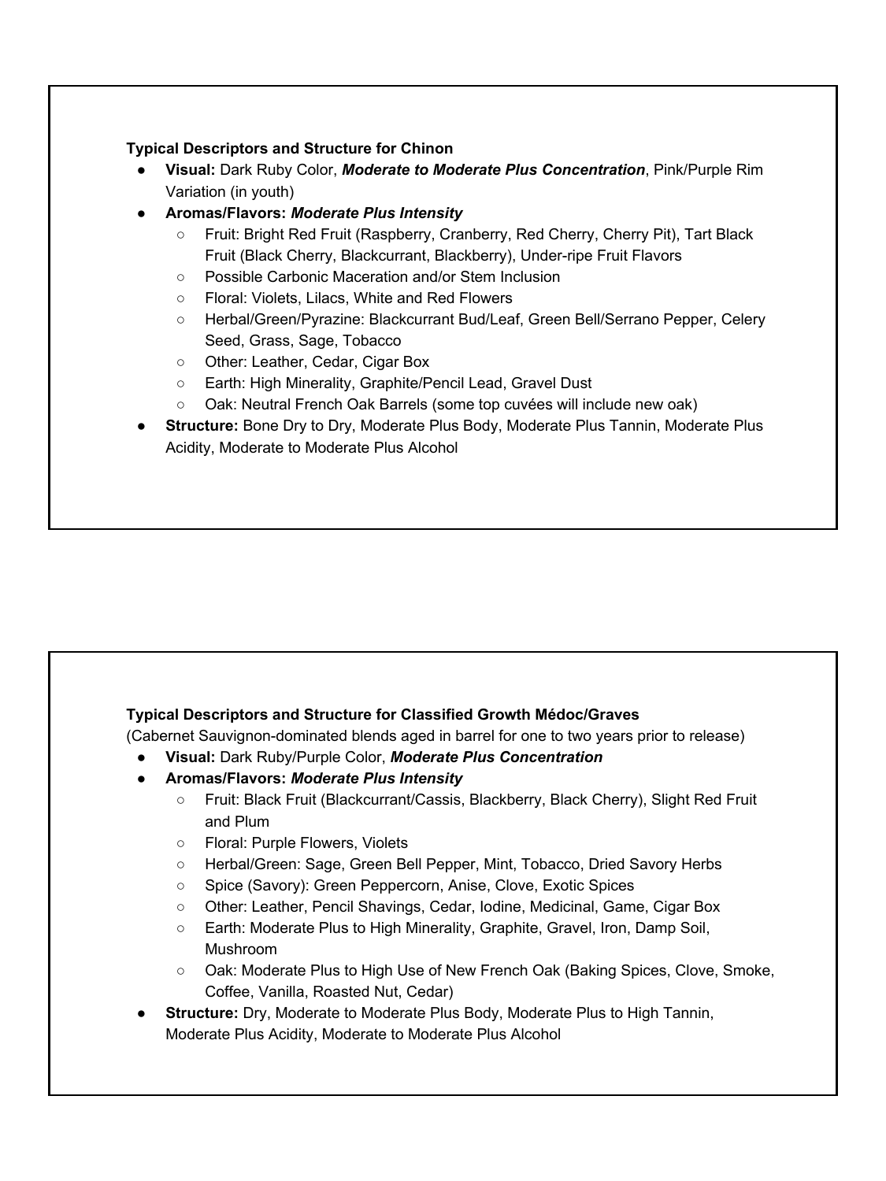**Typical Descriptors and Structure for Chinon**

- **Visual:** Dark Ruby Color, ***Moderate to Moderate Plus Concentration***, Pink/Purple Rim Variation (in youth)
- **Aromas/Flavors:** ***Moderate Plus Intensity***
  - Fruit: Bright Red Fruit (Raspberry, Cranberry, Red Cherry, Cherry Pit), Tart Black Fruit (Black Cherry, Blackcurrant, Blackberry), Under-ripe Fruit Flavors
  - Possible Carbonic Maceration and/or Stem Inclusion
  - Floral: Violets, Lilacs, White and Red Flowers
  - Herbal/Green/Pyrazine: Blackcurrant Bud/Leaf, Green Bell/Serrano Pepper, Celery Seed, Grass, Sage, Tobacco
  - Other: Leather, Cedar, Cigar Box
  - Earth: High Minerality, Graphite/Pencil Lead, Gravel Dust
  - Oak: Neutral French Oak Barrels (some top cuvées will include new oak)
- **Structure:** Bone Dry to Dry, Moderate Plus Body, Moderate Plus Tannin, Moderate Plus Acidity, Moderate to Moderate Plus Alcohol

**Typical Descriptors and Structure for Classified Growth Médoc/Graves**

(Cabernet Sauvignon-dominated blends aged in barrel for one to two years prior to release)

- **Visual:** Dark Ruby/Purple Color, ***Moderate Plus Concentration***
- **Aromas/Flavors:** ***Moderate Plus Intensity***
  - Fruit: Black Fruit (Blackcurrant/Cassis, Blackberry, Black Cherry), Slight Red Fruit and Plum
  - Floral: Purple Flowers, Violets
  - Herbal/Green: Sage, Green Bell Pepper, Mint, Tobacco, Dried Savory Herbs
  - Spice (Savory): Green Peppercorn, Anise, Clove, Exotic Spices
  - Other: Leather, Pencil Shavings, Cedar, Iodine, Medicinal, Game, Cigar Box
  - Earth: Moderate Plus to High Minerality, Graphite, Gravel, Iron, Damp Soil, Mushroom
  - Oak: Moderate Plus to High Use of New French Oak (Baking Spices, Clove, Smoke, Coffee, Vanilla, Roasted Nut, Cedar)
- **Structure:** Dry, Moderate to Moderate Plus Body, Moderate Plus to High Tannin, Moderate Plus Acidity, Moderate to Moderate Plus Alcohol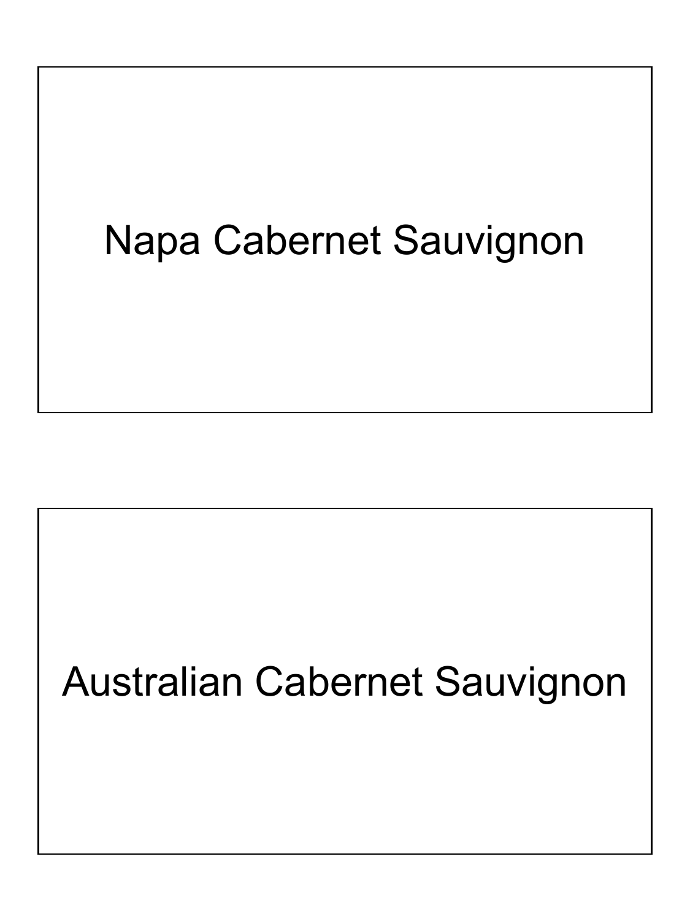Napa Cabernet Sauvignon

Australian Cabernet Sauvignon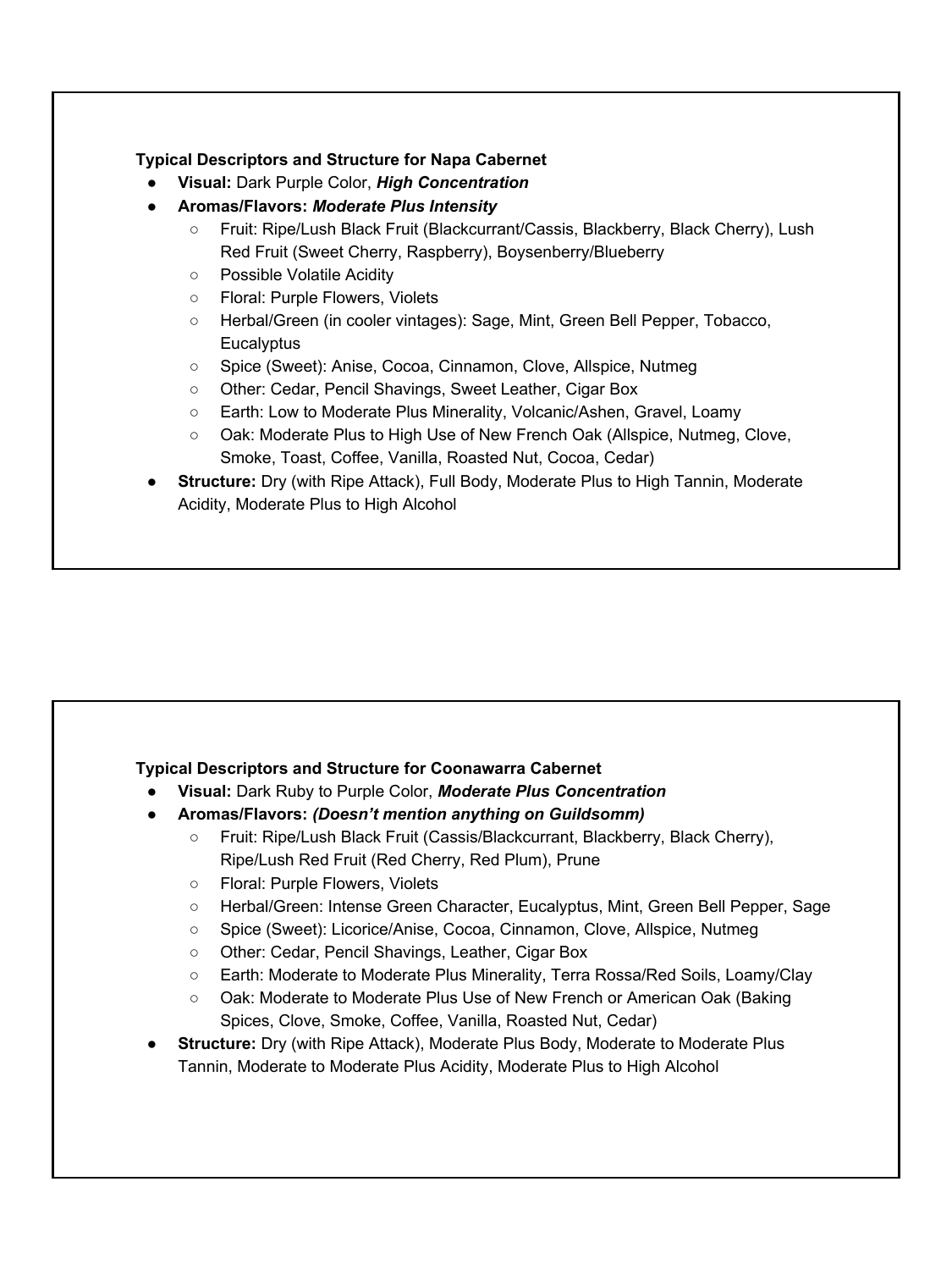**Typical Descriptors and Structure for Napa Cabernet**

- **Visual:** Dark Purple Color, ***High Concentration***
- **Aromas/Flavors:** ***Moderate Plus Intensity***
  - Fruit: Ripe/Lush Black Fruit (Blackcurrant/Cassis, Blackberry, Black Cherry), Lush Red Fruit (Sweet Cherry, Raspberry), Boysenberry/Blueberry
  - Possible Volatile Acidity
  - Floral: Purple Flowers, Violets
  - Herbal/Green (in cooler vintages): Sage, Mint, Green Bell Pepper, Tobacco, Eucalyptus
  - Spice (Sweet): Anise, Cocoa, Cinnamon, Clove, Allspice, Nutmeg
  - Other: Cedar, Pencil Shavings, Sweet Leather, Cigar Box
  - Earth: Low to Moderate Plus Minerality, Volcanic/Ashen, Gravel, Loamy
  - Oak: Moderate Plus to High Use of New French Oak (Allspice, Nutmeg, Clove, Smoke, Toast, Coffee, Vanilla, Roasted Nut, Cocoa, Cedar)
- **Structure:** Dry (with Ripe Attack), Full Body, Moderate Plus to High Tannin, Moderate Acidity, Moderate Plus to High Alcohol

**Typical Descriptors and Structure for Coonawarra Cabernet**

- **Visual:** Dark Ruby to Purple Color, ***Moderate Plus Concentration***
- **Aromas/Flavors:** ***(Doesn't mention anything on Guildsomm)***
  - Fruit: Ripe/Lush Black Fruit (Cassis/Blackcurrant, Blackberry, Black Cherry), Ripe/Lush Red Fruit (Red Cherry, Red Plum), Prune
  - Floral: Purple Flowers, Violets
  - Herbal/Green: Intense Green Character, Eucalyptus, Mint, Green Bell Pepper, Sage
  - Spice (Sweet): Licorice/Anise, Cocoa, Cinnamon, Clove, Allspice, Nutmeg
  - Other: Cedar, Pencil Shavings, Leather, Cigar Box
  - Earth: Moderate to Moderate Plus Minerality, Terra Rossa/Red Soils, Loamy/Clay
  - Oak: Moderate to Moderate Plus Use of New French or American Oak (Baking Spices, Clove, Smoke, Coffee, Vanilla, Roasted Nut, Cedar)
- **Structure:** Dry (with Ripe Attack), Moderate Plus Body, Moderate to Moderate Plus Tannin, Moderate to Moderate Plus Acidity, Moderate Plus to High Alcohol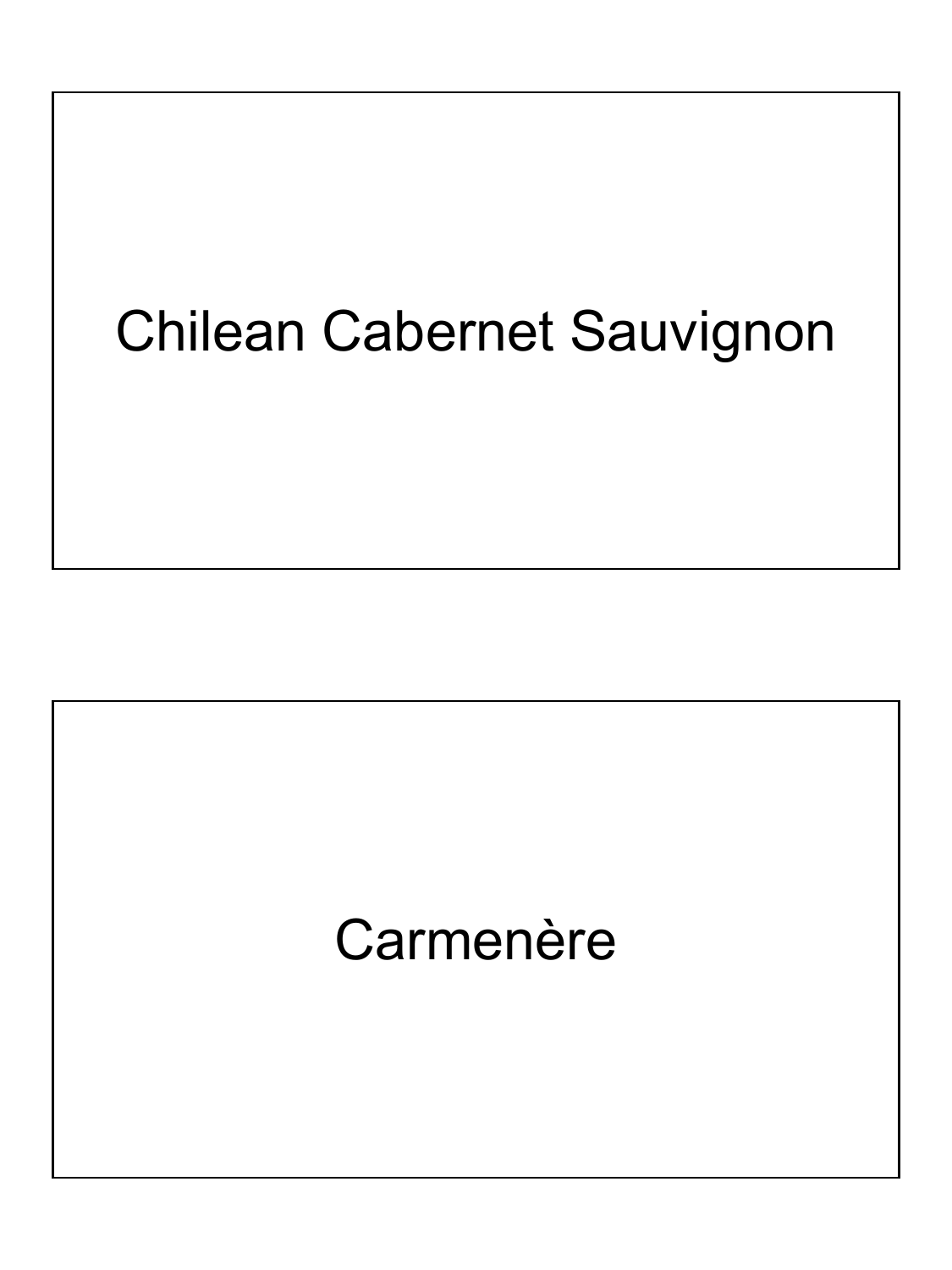Chilean Cabernet Sauvignon

Carmenère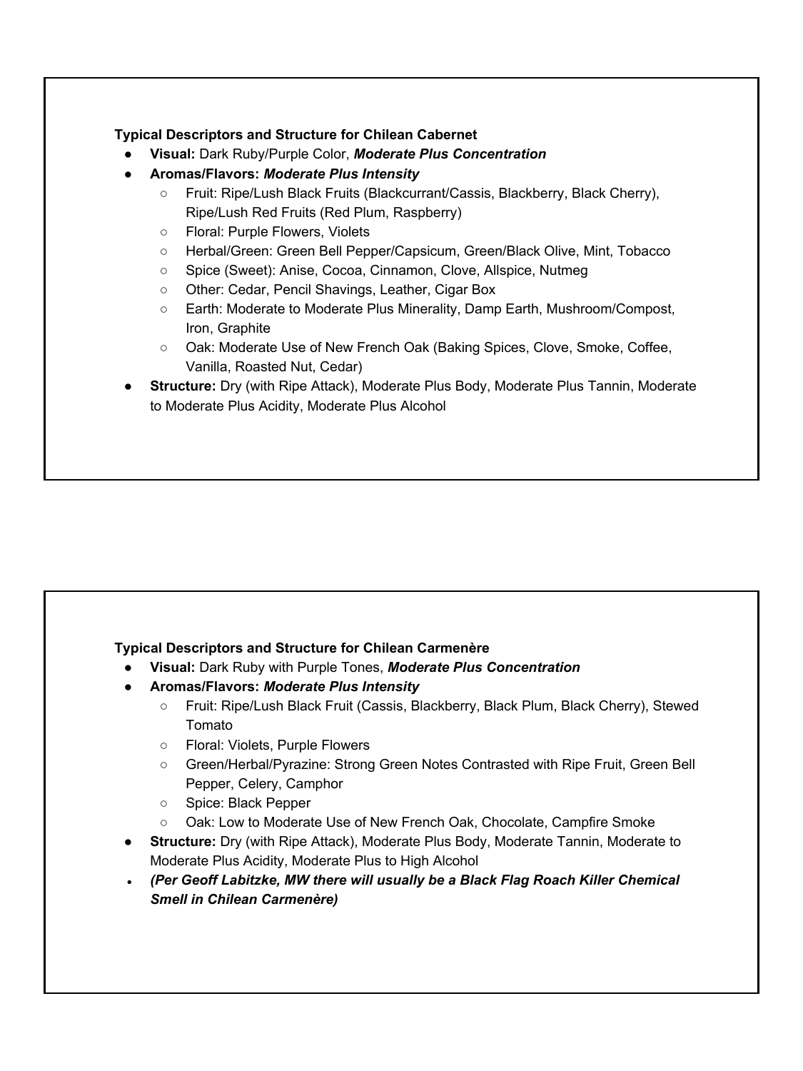**Typical Descriptors and Structure for Chilean Cabernet**

- **Visual:** Dark Ruby/Purple Color, ***Moderate Plus Concentration***
- **Aromas/Flavors:** ***Moderate Plus Intensity***
  - Fruit: Ripe/Lush Black Fruits (Blackcurrant/Cassis, Blackberry, Black Cherry), Ripe/Lush Red Fruits (Red Plum, Raspberry)
  - Floral: Purple Flowers, Violets
  - Herbal/Green: Green Bell Pepper/Capsicum, Green/Black Olive, Mint, Tobacco
  - Spice (Sweet): Anise, Cocoa, Cinnamon, Clove, Allspice, Nutmeg
  - Other: Cedar, Pencil Shavings, Leather, Cigar Box
  - Earth: Moderate to Moderate Plus Minerality, Damp Earth, Mushroom/Compost, Iron, Graphite
  - Oak: Moderate Use of New French Oak (Baking Spices, Clove, Smoke, Coffee, Vanilla, Roasted Nut, Cedar)
- **Structure:** Dry (with Ripe Attack), Moderate Plus Body, Moderate Plus Tannin, Moderate to Moderate Plus Acidity, Moderate Plus Alcohol

**Typical Descriptors and Structure for Chilean Carmenère**

- **Visual:** Dark Ruby with Purple Tones, ***Moderate Plus Concentration***
- **Aromas/Flavors:** ***Moderate Plus Intensity***
  - Fruit: Ripe/Lush Black Fruit (Cassis, Blackberry, Black Plum, Black Cherry), Stewed Tomato
  - Floral: Violets, Purple Flowers
  - Green/Herbal/Pyrazine: Strong Green Notes Contrasted with Ripe Fruit, Green Bell Pepper, Celery, Camphor
  - Spice: Black Pepper
  - Oak: Low to Moderate Use of New French Oak, Chocolate, Campfire Smoke
- **Structure:** Dry (with Ripe Attack), Moderate Plus Body, Moderate Tannin, Moderate to Moderate Plus Acidity, Moderate Plus to High Alcohol
- ***(Per Geoff Labitzke, MW there will usually be a Black Flag Roach Killer Chemical Smell in Chilean Carmenère)***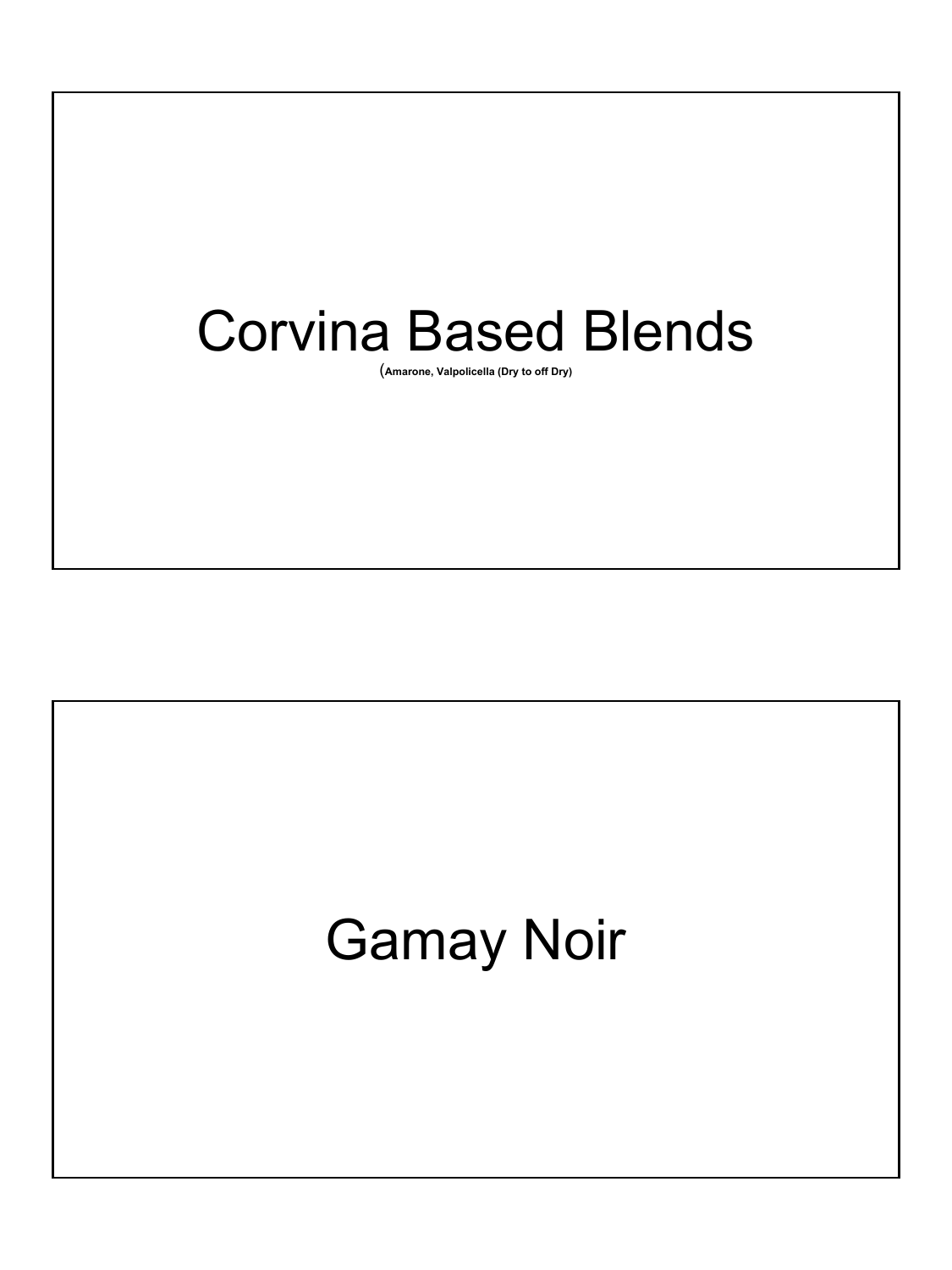# Corvina Based Blends

(Amarone, Valpolicella (Dry to off Dry)

# Gamay Noir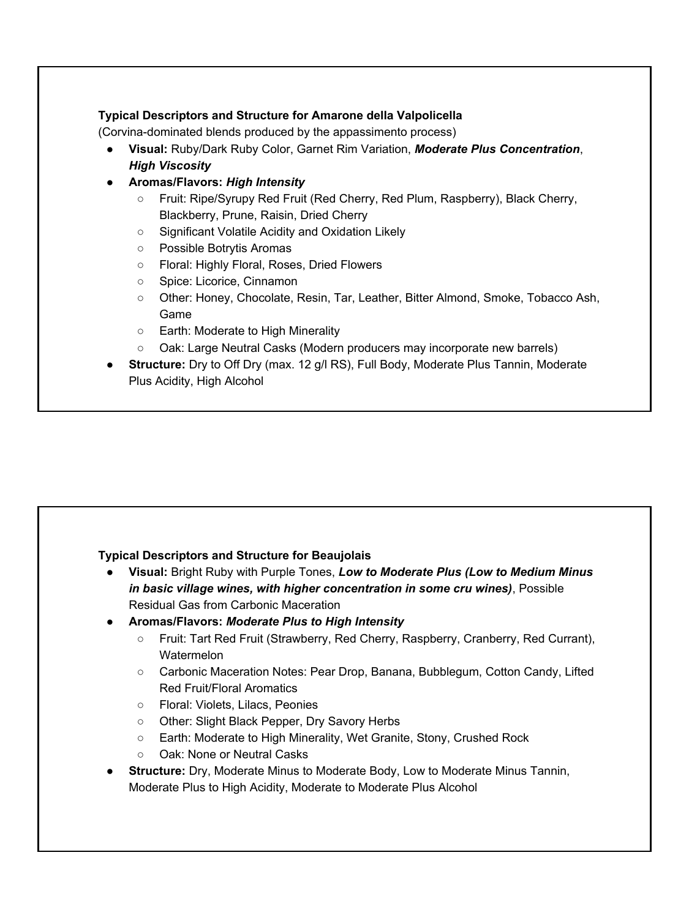**Typical Descriptors and Structure for Amarone della Valpolicella**
(Corvina-dominated blends produced by the appassimento process)

- **Visual:** Ruby/Dark Ruby Color, Garnet Rim Variation, ***Moderate Plus Concentration***, ***High Viscosity***
- **Aromas/Flavors:** ***High Intensity***
  - Fruit: Ripe/Syrupy Red Fruit (Red Cherry, Red Plum, Raspberry), Black Cherry, Blackberry, Prune, Raisin, Dried Cherry
  - Significant Volatile Acidity and Oxidation Likely
  - Possible Botrytis Aromas
  - Floral: Highly Floral, Roses, Dried Flowers
  - Spice: Licorice, Cinnamon
  - Other: Honey, Chocolate, Resin, Tar, Leather, Bitter Almond, Smoke, Tobacco Ash, Game
  - Earth: Moderate to High Minerality
  - Oak: Large Neutral Casks (Modern producers may incorporate new barrels)
- **Structure:** Dry to Off Dry (max. 12 g/l RS), Full Body, Moderate Plus Tannin, Moderate Plus Acidity, High Alcohol

**Typical Descriptors and Structure for Beaujolais**

- **Visual:** Bright Ruby with Purple Tones, ***Low to Moderate Plus (Low to Medium Minus in basic village wines, with higher concentration in some cru wines)***, Possible Residual Gas from Carbonic Maceration
- **Aromas/Flavors:** ***Moderate Plus to High Intensity***
  - Fruit: Tart Red Fruit (Strawberry, Red Cherry, Raspberry, Cranberry, Red Currant), Watermelon
  - Carbonic Maceration Notes: Pear Drop, Banana, Bubblegum, Cotton Candy, Lifted Red Fruit/Floral Aromatics
  - Floral: Violets, Lilacs, Peonies
  - Other: Slight Black Pepper, Dry Savory Herbs
  - Earth: Moderate to High Minerality, Wet Granite, Stony, Crushed Rock
  - Oak: None or Neutral Casks
- **Structure:** Dry, Moderate Minus to Moderate Body, Low to Moderate Minus Tannin, Moderate Plus to High Acidity, Moderate to Moderate Plus Alcohol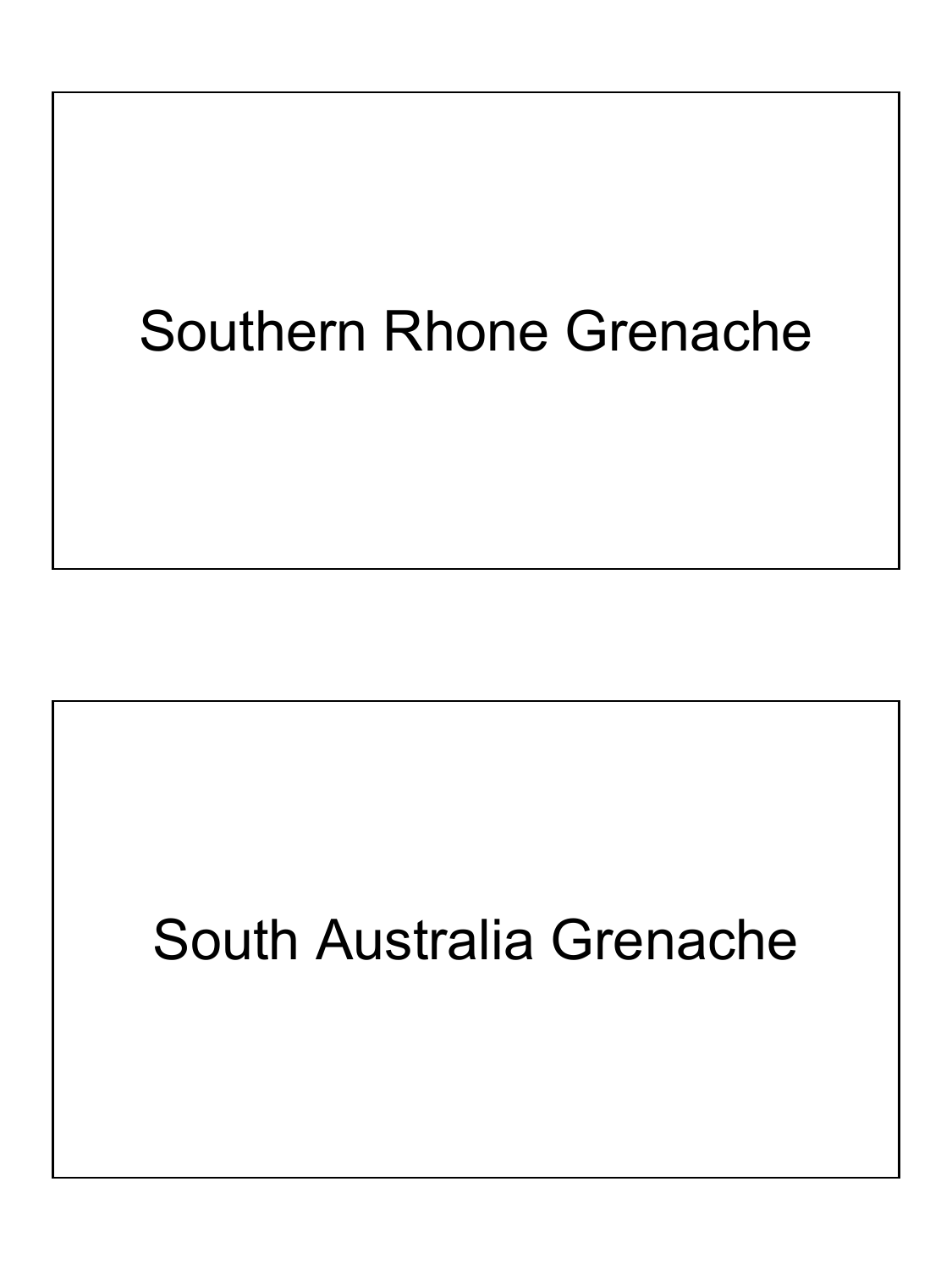Southern Rhone Grenache

South Australia Grenache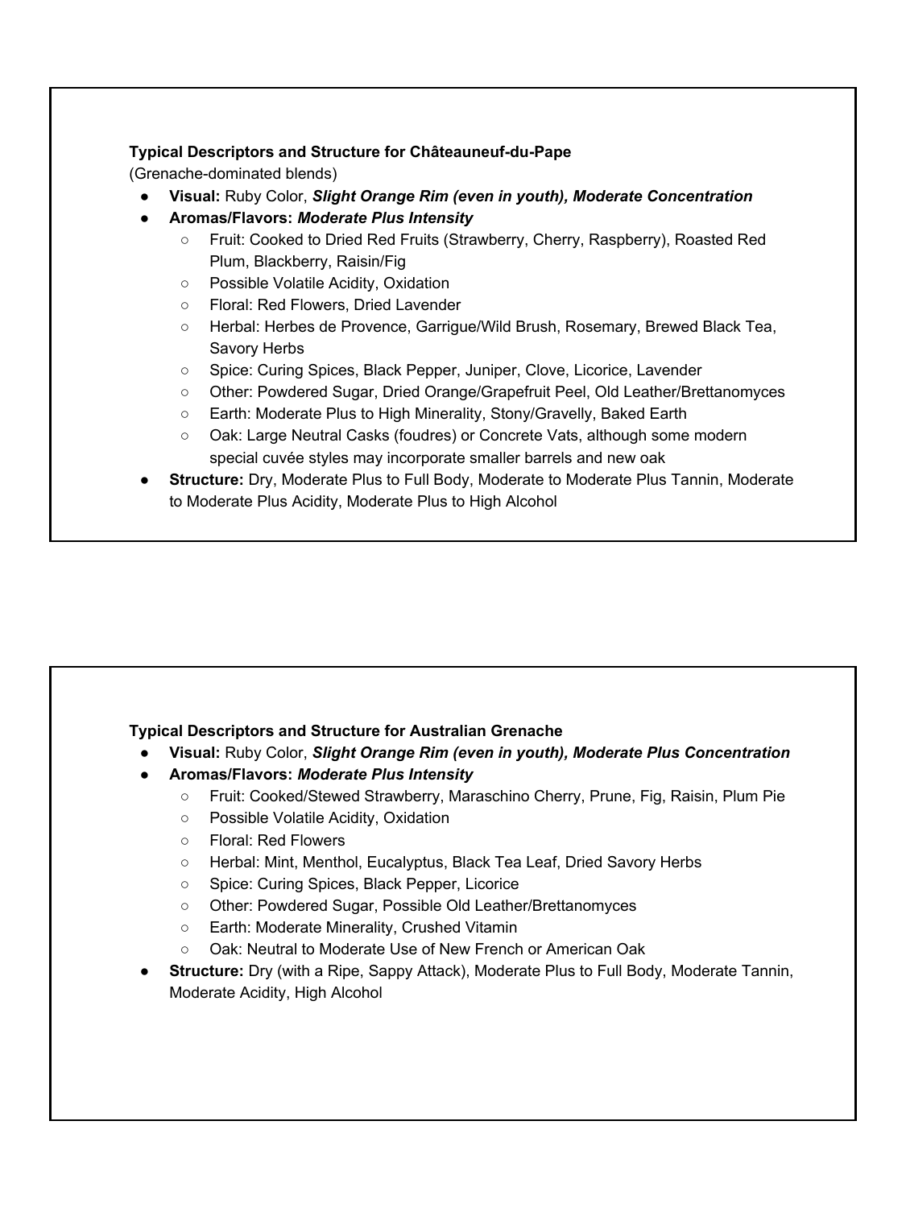**Typical Descriptors and Structure for Châteauneuf-du-Pape**

(Grenache-dominated blends)

- **Visual:** Ruby Color, ***Slight Orange Rim (even in youth), Moderate Concentration***
- **Aromas/Flavors:** ***Moderate Plus Intensity***
  - Fruit: Cooked to Dried Red Fruits (Strawberry, Cherry, Raspberry), Roasted Red Plum, Blackberry, Raisin/Fig
  - Possible Volatile Acidity, Oxidation
  - Floral: Red Flowers, Dried Lavender
  - Herbal: Herbes de Provence, Garrigue/Wild Brush, Rosemary, Brewed Black Tea, Savory Herbs
  - Spice: Curing Spices, Black Pepper, Juniper, Clove, Licorice, Lavender
  - Other: Powdered Sugar, Dried Orange/Grapefruit Peel, Old Leather/Brettanomyces
  - Earth: Moderate Plus to High Minerality, Stony/Gravelly, Baked Earth
  - Oak: Large Neutral Casks (foudres) or Concrete Vats, although some modern special cuvée styles may incorporate smaller barrels and new oak
- **Structure:** Dry, Moderate Plus to Full Body, Moderate to Moderate Plus Tannin, Moderate to Moderate Plus Acidity, Moderate Plus to High Alcohol

**Typical Descriptors and Structure for Australian Grenache**

- **Visual:** Ruby Color, ***Slight Orange Rim (even in youth), Moderate Plus Concentration***
- **Aromas/Flavors:** ***Moderate Plus Intensity***
  - Fruit: Cooked/Stewed Strawberry, Maraschino Cherry, Prune, Fig, Raisin, Plum Pie
  - Possible Volatile Acidity, Oxidation
  - Floral: Red Flowers
  - Herbal: Mint, Menthol, Eucalyptus, Black Tea Leaf, Dried Savory Herbs
  - Spice: Curing Spices, Black Pepper, Licorice
  - Other: Powdered Sugar, Possible Old Leather/Brettanomyces
  - Earth: Moderate Minerality, Crushed Vitamin
  - Oak: Neutral to Moderate Use of New French or American Oak
- **Structure:** Dry (with a Ripe, Sappy Attack), Moderate Plus to Full Body, Moderate Tannin, Moderate Acidity, High Alcohol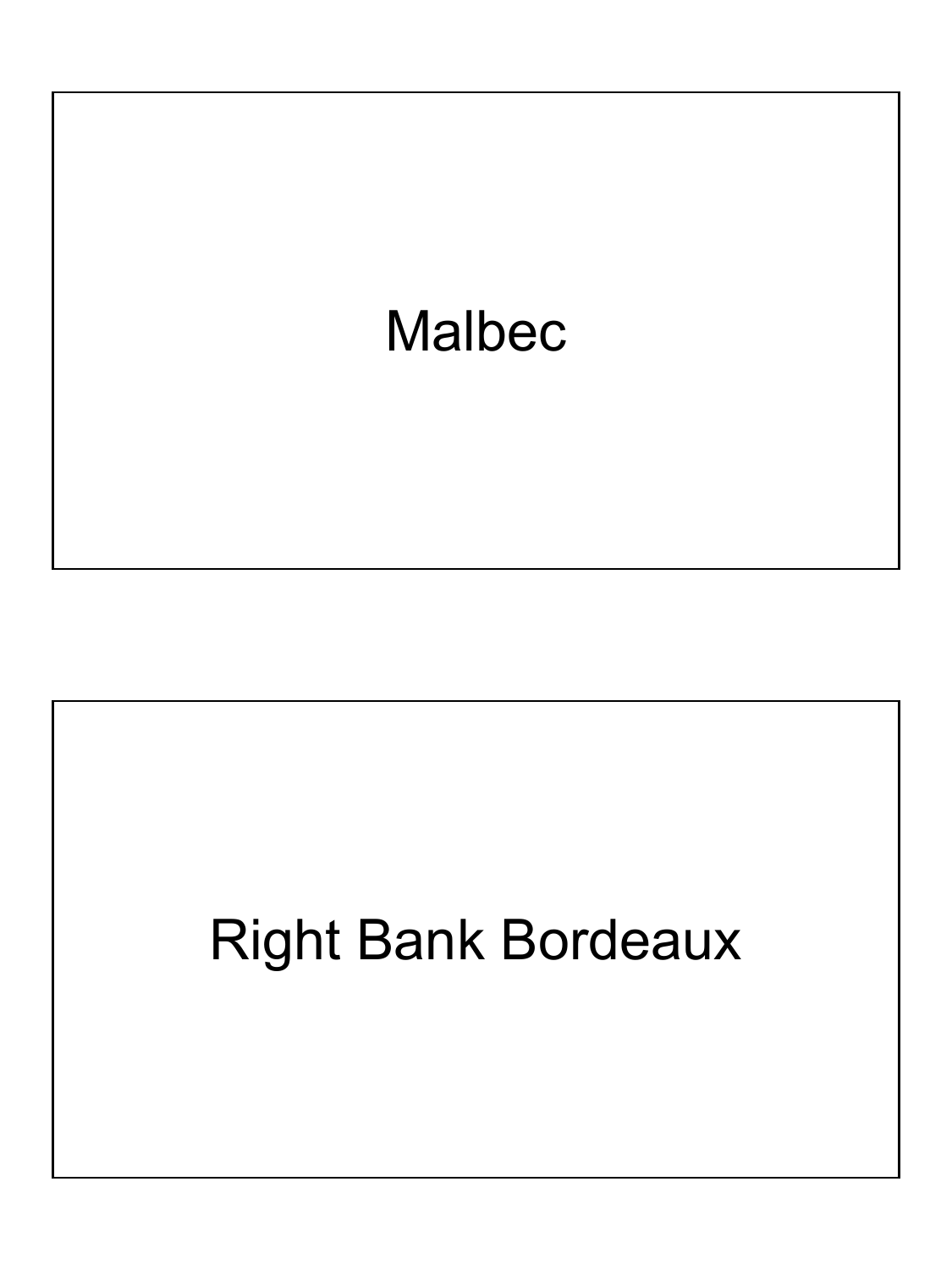Malbec

Right Bank Bordeaux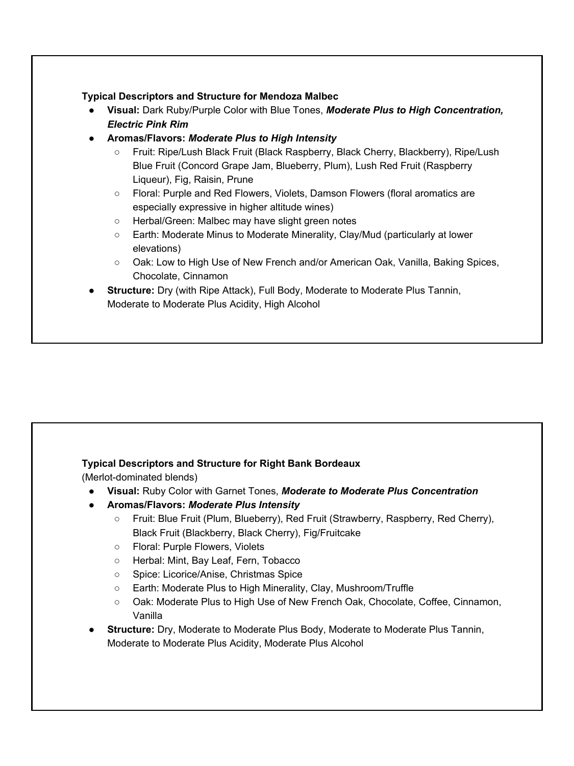**Typical Descriptors and Structure for Mendoza Malbec**

- **Visual:** Dark Ruby/Purple Color with Blue Tones, ***Moderate Plus to High Concentration, Electric Pink Rim***
- **Aromas/Flavors:** ***Moderate Plus to High Intensity***
  - Fruit: Ripe/Lush Black Fruit (Black Raspberry, Black Cherry, Blackberry), Ripe/Lush Blue Fruit (Concord Grape Jam, Blueberry, Plum), Lush Red Fruit (Raspberry Liqueur), Fig, Raisin, Prune
  - Floral: Purple and Red Flowers, Violets, Damson Flowers (floral aromatics are especially expressive in higher altitude wines)
  - Herbal/Green: Malbec may have slight green notes
  - Earth: Moderate Minus to Moderate Minerality, Clay/Mud (particularly at lower elevations)
  - Oak: Low to High Use of New French and/or American Oak, Vanilla, Baking Spices, Chocolate, Cinnamon
- **Structure:** Dry (with Ripe Attack), Full Body, Moderate to Moderate Plus Tannin, Moderate to Moderate Plus Acidity, High Alcohol

**Typical Descriptors and Structure for Right Bank Bordeaux**

(Merlot-dominated blends)

- **Visual:** Ruby Color with Garnet Tones, ***Moderate to Moderate Plus Concentration***
- **Aromas/Flavors:** ***Moderate Plus Intensity***
  - Fruit: Blue Fruit (Plum, Blueberry), Red Fruit (Strawberry, Raspberry, Red Cherry), Black Fruit (Blackberry, Black Cherry), Fig/Fruitcake
  - Floral: Purple Flowers, Violets
  - Herbal: Mint, Bay Leaf, Fern, Tobacco
  - Spice: Licorice/Anise, Christmas Spice
  - Earth: Moderate Plus to High Minerality, Clay, Mushroom/Truffle
  - Oak: Moderate Plus to High Use of New French Oak, Chocolate, Coffee, Cinnamon, Vanilla
- **Structure:** Dry, Moderate to Moderate Plus Body, Moderate to Moderate Plus Tannin, Moderate to Moderate Plus Acidity, Moderate Plus Alcohol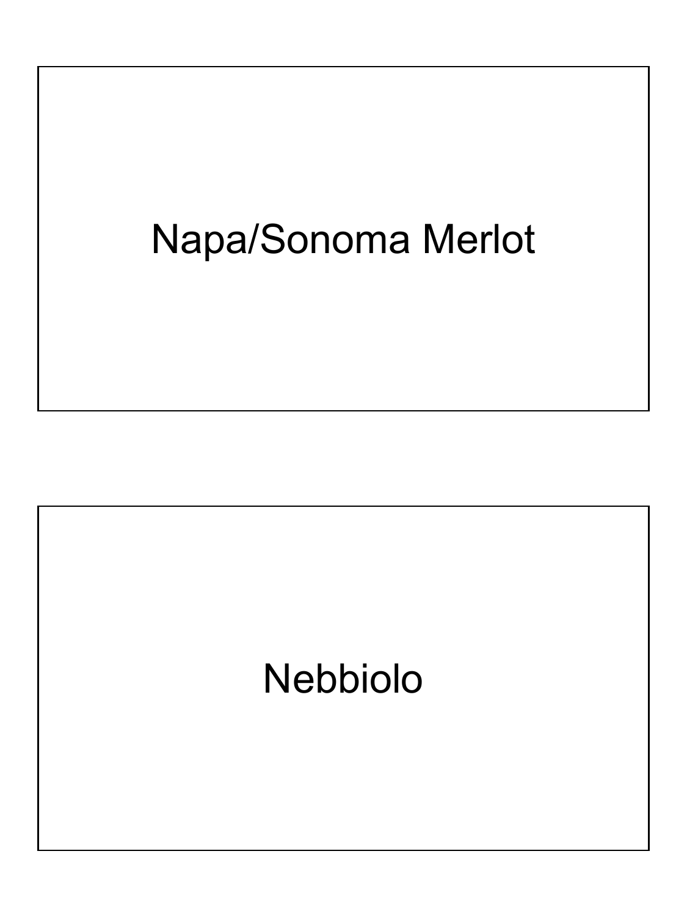Napa/Sonoma Merlot

Nebbiolo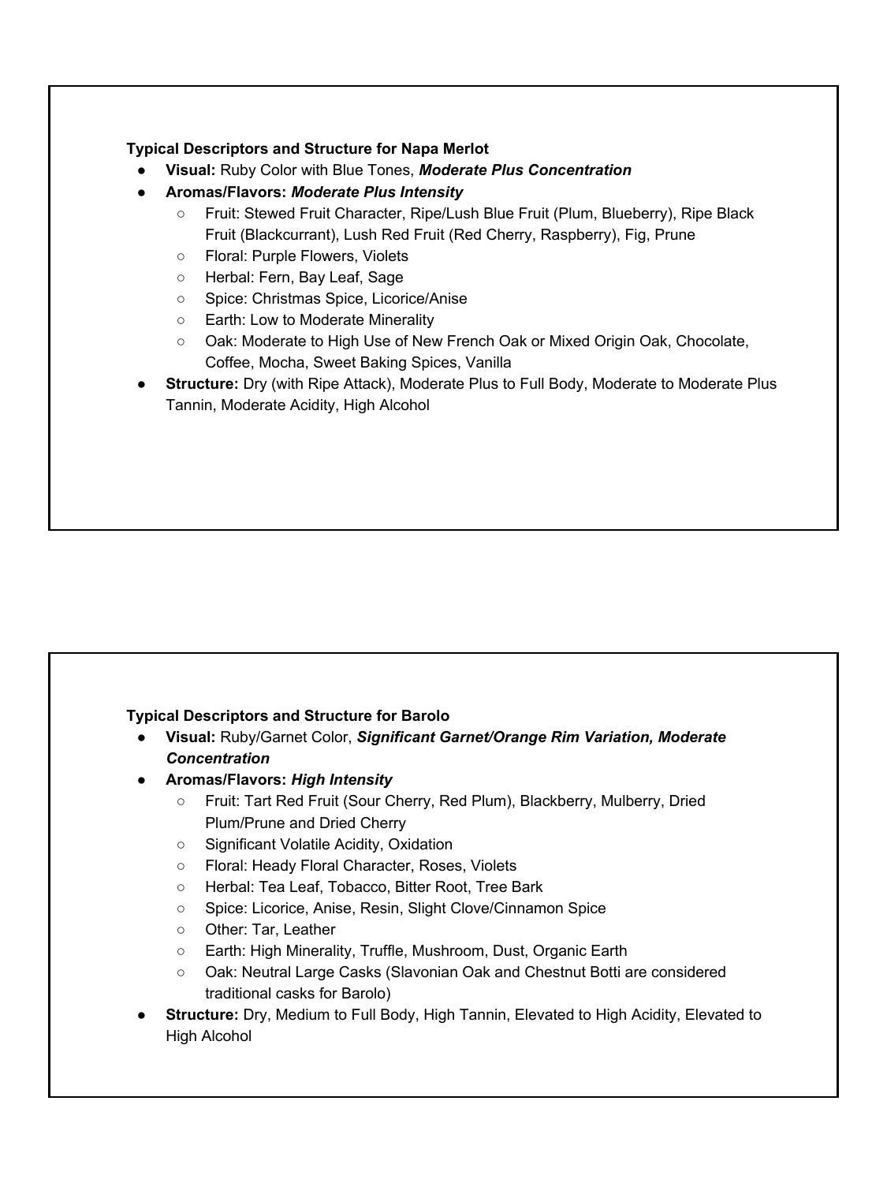**Typical Descriptors and Structure for Napa Merlot**

- **Visual:** Ruby Color with Blue Tones, ***Moderate Plus Concentration***
- **Aromas/Flavors:** ***Moderate Plus Intensity***
    - Fruit: Stewed Fruit Character, Ripe/Lush Blue Fruit (Plum, Blueberry), Ripe Black Fruit (Blackcurrant), Lush Red Fruit (Red Cherry, Raspberry), Fig, Prune
    - Floral: Purple Flowers, Violets
    - Herbal: Fern, Bay Leaf, Sage
    - Spice: Christmas Spice, Licorice/Anise
    - Earth: Low to Moderate Minerality
    - Oak: Moderate to High Use of New French Oak or Mixed Origin Oak, Chocolate, Coffee, Mocha, Sweet Baking Spices, Vanilla
- **Structure:** Dry (with Ripe Attack), Moderate Plus to Full Body, Moderate to Moderate Plus Tannin, Moderate Acidity, High Alcohol

**Typical Descriptors and Structure for Barolo**

- **Visual:** Ruby/Garnet Color, ***Significant Garnet/Orange Rim Variation, Moderate Concentration***
- **Aromas/Flavors:** ***High Intensity***
    - Fruit: Tart Red Fruit (Sour Cherry, Red Plum), Blackberry, Mulberry, Dried Plum/Prune and Dried Cherry
    - Significant Volatile Acidity, Oxidation
    - Floral: Heady Floral Character, Roses, Violets
    - Herbal: Tea Leaf, Tobacco, Bitter Root, Tree Bark
    - Spice: Licorice, Anise, Resin, Slight Clove/Cinnamon Spice
    - Other: Tar, Leather
    - Earth: High Minerality, Truffle, Mushroom, Dust, Organic Earth
    - Oak: Neutral Large Casks (Slavonian Oak and Chestnut Botti are considered traditional casks for Barolo)
- **Structure:** Dry, Medium to Full Body, High Tannin, Elevated to High Acidity, Elevated to High Alcohol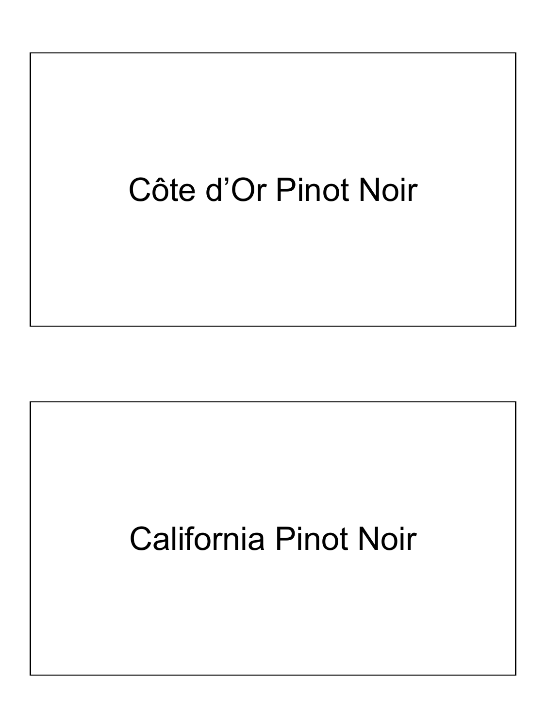Côte d'Or Pinot Noir

California Pinot Noir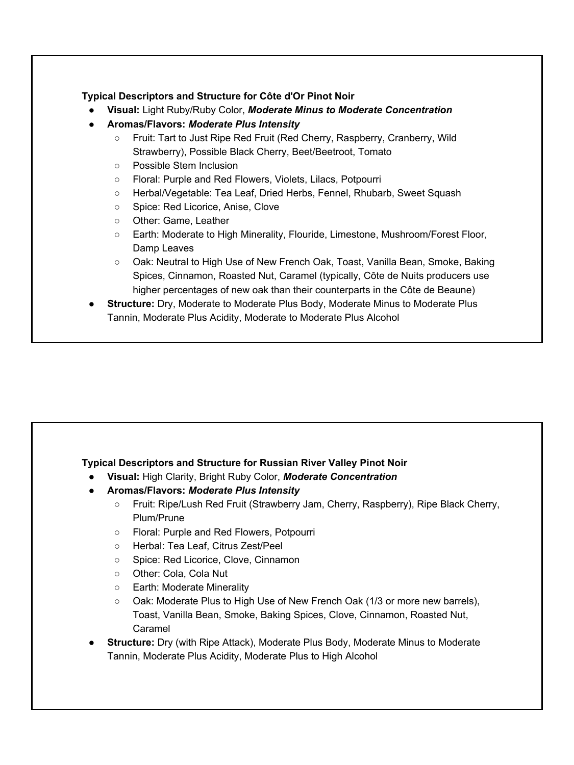**Typical Descriptors and Structure for Côte d'Or Pinot Noir**

- **Visual:** Light Ruby/Ruby Color, ***Moderate Minus to Moderate Concentration***
- **Aromas/Flavors: *Moderate Plus Intensity***
  - Fruit: Tart to Just Ripe Red Fruit (Red Cherry, Raspberry, Cranberry, Wild Strawberry), Possible Black Cherry, Beet/Beetroot, Tomato
  - Possible Stem Inclusion
  - Floral: Purple and Red Flowers, Violets, Lilacs, Potpourri
  - Herbal/Vegetable: Tea Leaf, Dried Herbs, Fennel, Rhubarb, Sweet Squash
  - Spice: Red Licorice, Anise, Clove
  - Other: Game, Leather
  - Earth: Moderate to High Minerality, Flouride, Limestone, Mushroom/Forest Floor, Damp Leaves
  - Oak: Neutral to High Use of New French Oak, Toast, Vanilla Bean, Smoke, Baking Spices, Cinnamon, Roasted Nut, Caramel (typically, Côte de Nuits producers use higher percentages of new oak than their counterparts in the Côte de Beaune)
- **Structure:** Dry, Moderate to Moderate Plus Body, Moderate Minus to Moderate Plus Tannin, Moderate Plus Acidity, Moderate to Moderate Plus Alcohol

**Typical Descriptors and Structure for Russian River Valley Pinot Noir**

- **Visual:** High Clarity, Bright Ruby Color, ***Moderate Concentration***
- **Aromas/Flavors: *Moderate Plus Intensity***
  - Fruit: Ripe/Lush Red Fruit (Strawberry Jam, Cherry, Raspberry), Ripe Black Cherry, Plum/Prune
  - Floral: Purple and Red Flowers, Potpourri
  - Herbal: Tea Leaf, Citrus Zest/Peel
  - Spice: Red Licorice, Clove, Cinnamon
  - Other: Cola, Cola Nut
  - Earth: Moderate Minerality
  - Oak: Moderate Plus to High Use of New French Oak (1/3 or more new barrels), Toast, Vanilla Bean, Smoke, Baking Spices, Clove, Cinnamon, Roasted Nut, Caramel
- **Structure:** Dry (with Ripe Attack), Moderate Plus Body, Moderate Minus to Moderate Tannin, Moderate Plus Acidity, Moderate Plus to High Alcohol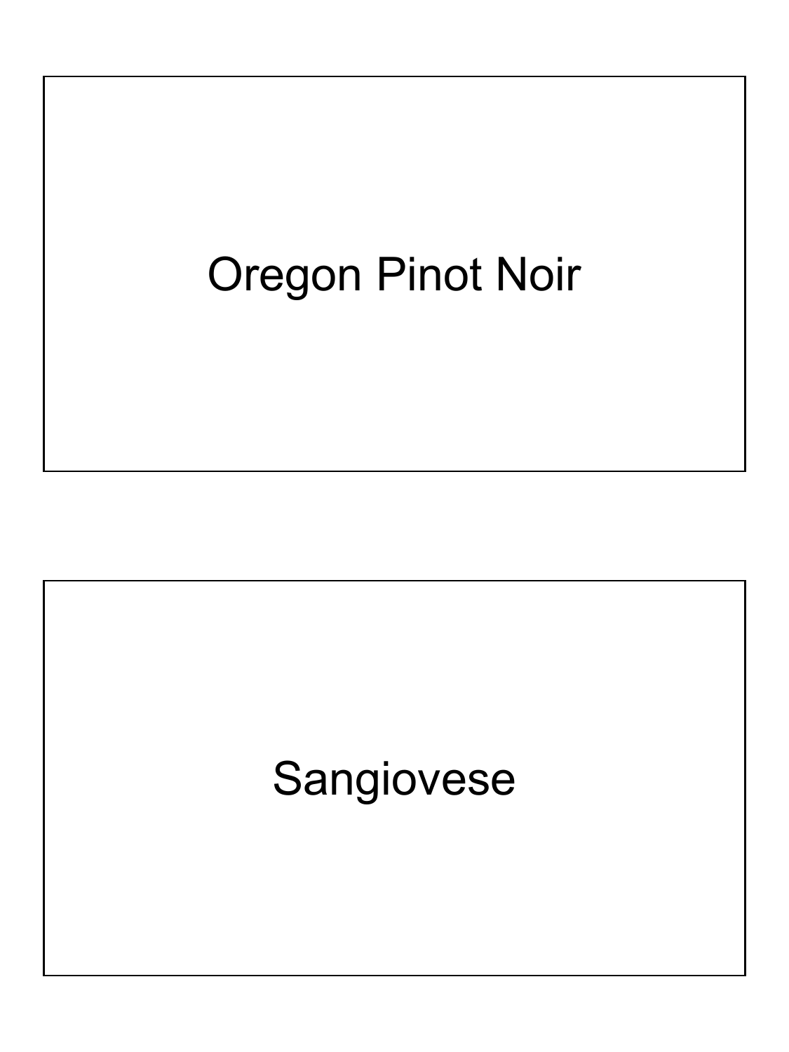Oregon Pinot Noir

Sangiovese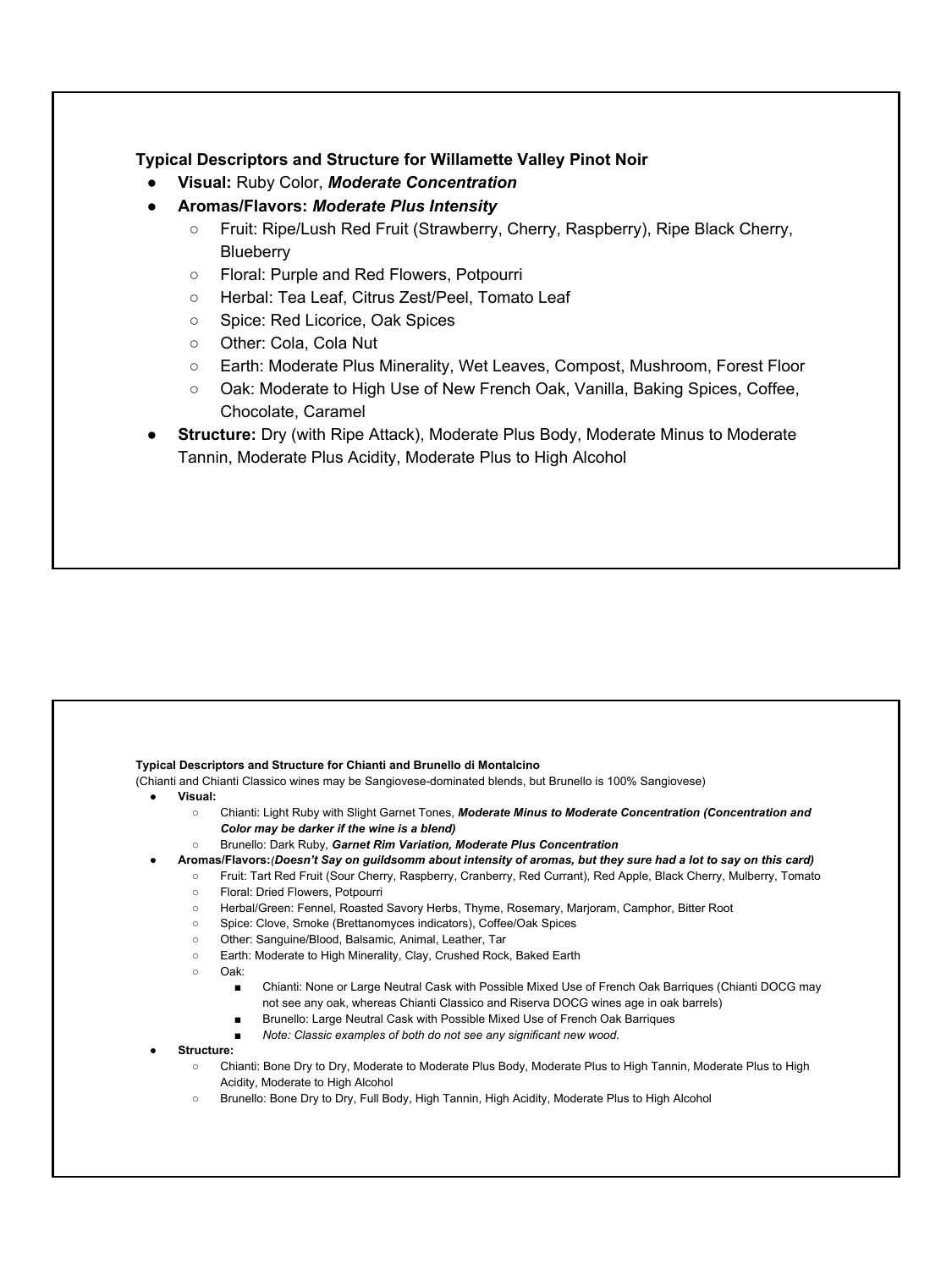**Typical Descriptors and Structure for Willamette Valley Pinot Noir**

- **Visual:** Ruby Color, ***Moderate Concentration***
- **Aromas/Flavors:** ***Moderate Plus Intensity***
  - Fruit: Ripe/Lush Red Fruit (Strawberry, Cherry, Raspberry), Ripe Black Cherry, Blueberry
  - Floral: Purple and Red Flowers, Potpourri
  - Herbal: Tea Leaf, Citrus Zest/Peel, Tomato Leaf
  - Spice: Red Licorice, Oak Spices
  - Other: Cola, Cola Nut
  - Earth: Moderate Plus Minerality, Wet Leaves, Compost, Mushroom, Forest Floor
  - Oak: Moderate to High Use of New French Oak, Vanilla, Baking Spices, Coffee, Chocolate, Caramel
- **Structure:** Dry (with Ripe Attack), Moderate Plus Body, Moderate Minus to Moderate Tannin, Moderate Plus Acidity, Moderate Plus to High Alcohol

**Typical Descriptors and Structure for Chianti and Brunello di Montalcino**

(Chianti and Chianti Classico wines may be Sangiovese-dominated blends, but Brunello is 100% Sangiovese)

- **Visual:**
  - Chianti: Light Ruby with Slight Garnet Tones, ***Moderate Minus to Moderate Concentration (Concentration and Color may be darker if the wine is a blend)***
  - Brunello: Dark Ruby, ***Garnet Rim Variation, Moderate Plus Concentration***
- **Aromas/Flavors:** ***(Doesn't Say on guildsomm about intensity of aromas, but they sure had a lot to say on this card)***
  - Fruit: Tart Red Fruit (Sour Cherry, Raspberry, Cranberry, Red Currant), Red Apple, Black Cherry, Mulberry, Tomato
  - Floral: Dried Flowers, Potpourri
  - Herbal/Green: Fennel, Roasted Savory Herbs, Thyme, Rosemary, Marjoram, Camphor, Bitter Root
  - Spice: Clove, Smoke (Brettanomyces indicators), Coffee/Oak Spices
  - Other: Sanguine/Blood, Balsamic, Animal, Leather, Tar
  - Earth: Moderate to High Minerality, Clay, Crushed Rock, Baked Earth
  - Oak:
    - Chianti: None or Large Neutral Cask with Possible Mixed Use of French Oak Barriques (Chianti DOCG may not see any oak, whereas Chianti Classico and Riserva DOCG wines age in oak barrels)
    - Brunello: Large Neutral Cask with Possible Mixed Use of French Oak Barriques
    - *Note: Classic examples of both do not see any significant new wood.*
- **Structure:**
  - Chianti: Bone Dry to Dry, Moderate to Moderate Plus Body, Moderate Plus to High Tannin, Moderate Plus to High Acidity, Moderate to High Alcohol
  - Brunello: Bone Dry to Dry, Full Body, High Tannin, High Acidity, Moderate Plus to High Alcohol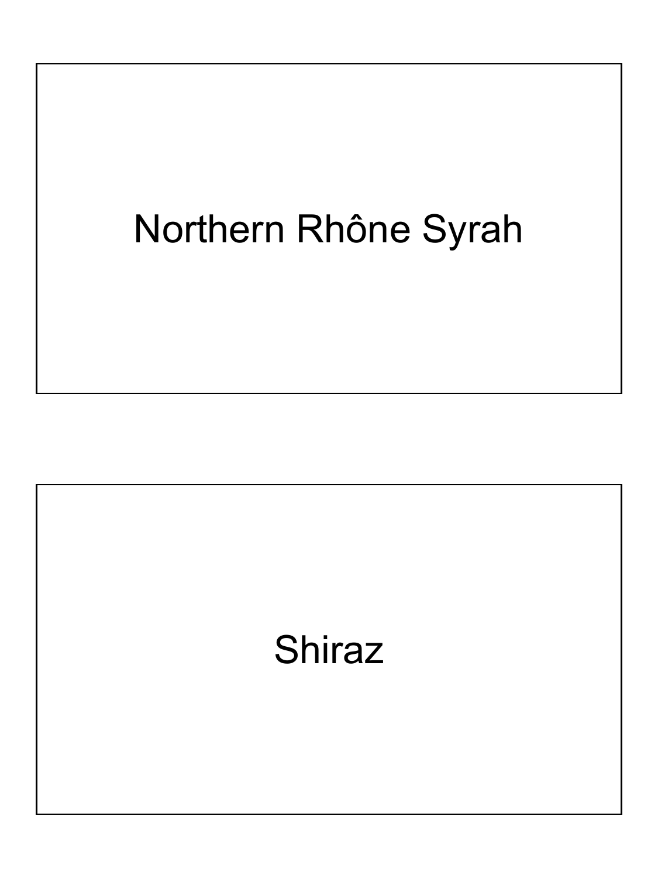Northern Rhône Syrah

Shiraz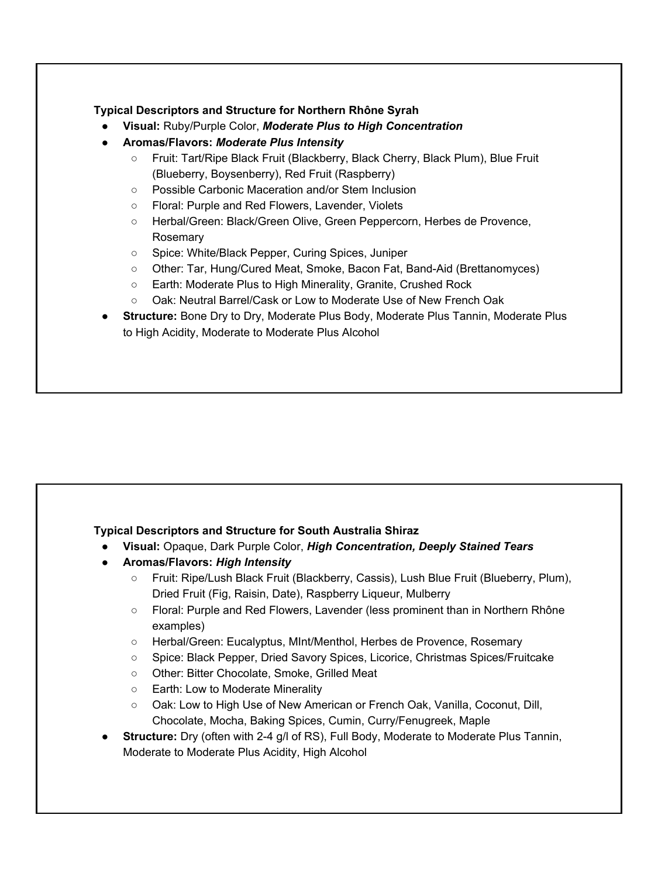**Typical Descriptors and Structure for Northern Rhône Syrah**

- **Visual:** Ruby/Purple Color, ***Moderate Plus to High Concentration***
- **Aromas/Flavors:** ***Moderate Plus Intensity***
  - Fruit: Tart/Ripe Black Fruit (Blackberry, Black Cherry, Black Plum), Blue Fruit (Blueberry, Boysenberry), Red Fruit (Raspberry)
  - Possible Carbonic Maceration and/or Stem Inclusion
  - Floral: Purple and Red Flowers, Lavender, Violets
  - Herbal/Green: Black/Green Olive, Green Peppercorn, Herbes de Provence, Rosemary
  - Spice: White/Black Pepper, Curing Spices, Juniper
  - Other: Tar, Hung/Cured Meat, Smoke, Bacon Fat, Band-Aid (Brettanomyces)
  - Earth: Moderate Plus to High Minerality, Granite, Crushed Rock
  - Oak: Neutral Barrel/Cask or Low to Moderate Use of New French Oak
- **Structure:** Bone Dry to Dry, Moderate Plus Body, Moderate Plus Tannin, Moderate Plus to High Acidity, Moderate to Moderate Plus Alcohol

**Typical Descriptors and Structure for South Australia Shiraz**

- **Visual:** Opaque, Dark Purple Color, ***High Concentration, Deeply Stained Tears***
- **Aromas/Flavors:** ***High Intensity***
  - Fruit: Ripe/Lush Black Fruit (Blackberry, Cassis), Lush Blue Fruit (Blueberry, Plum), Dried Fruit (Fig, Raisin, Date), Raspberry Liqueur, Mulberry
  - Floral: Purple and Red Flowers, Lavender (less prominent than in Northern Rhône examples)
  - Herbal/Green: Eucalyptus, MInt/Menthol, Herbes de Provence, Rosemary
  - Spice: Black Pepper, Dried Savory Spices, Licorice, Christmas Spices/Fruitcake
  - Other: Bitter Chocolate, Smoke, Grilled Meat
  - Earth: Low to Moderate Minerality
  - Oak: Low to High Use of New American or French Oak, Vanilla, Coconut, Dill, Chocolate, Mocha, Baking Spices, Cumin, Curry/Fenugreek, Maple
- **Structure:** Dry (often with 2-4 g/l of RS), Full Body, Moderate to Moderate Plus Tannin, Moderate to Moderate Plus Acidity, High Alcohol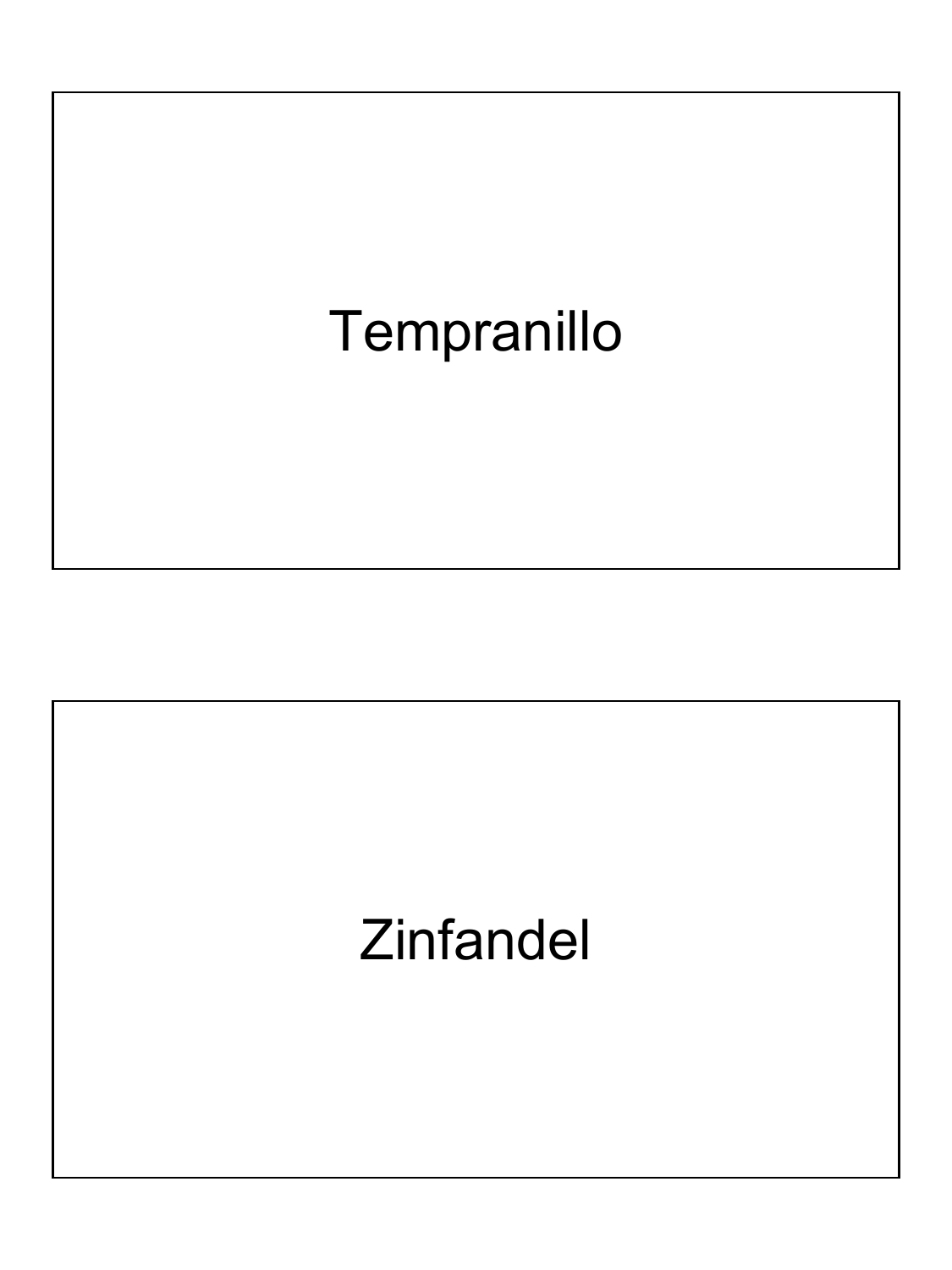Tempranillo

Zinfandel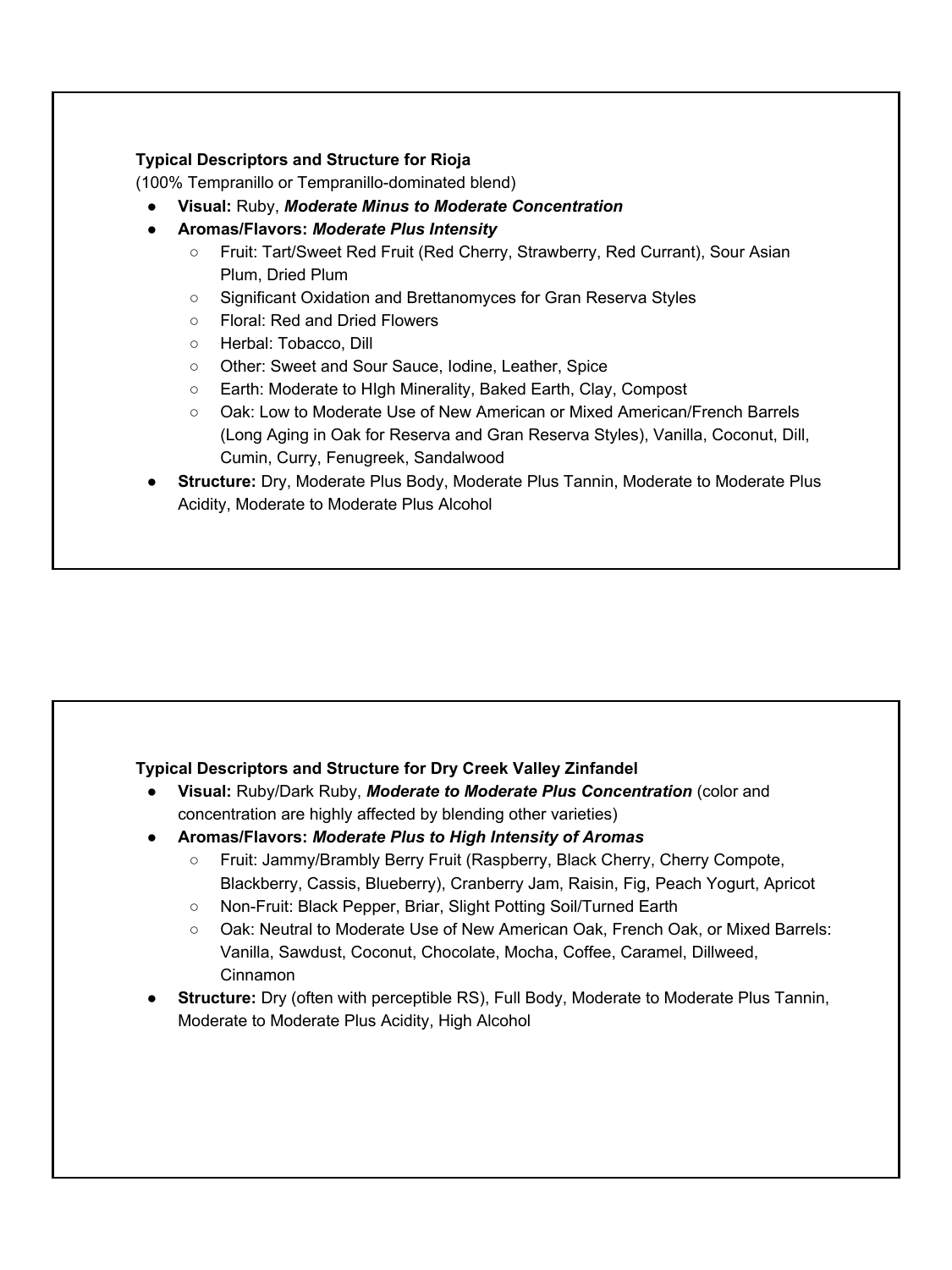**Typical Descriptors and Structure for Rioja**

(100% Tempranillo or Tempranillo-dominated blend)

- **Visual:** Ruby, ***Moderate Minus to Moderate Concentration***
- **Aromas/Flavors:** ***Moderate Plus Intensity***
  - Fruit: Tart/Sweet Red Fruit (Red Cherry, Strawberry, Red Currant), Sour Asian Plum, Dried Plum
  - Significant Oxidation and Brettanomyces for Gran Reserva Styles
  - Floral: Red and Dried Flowers
  - Herbal: Tobacco, Dill
  - Other: Sweet and Sour Sauce, Iodine, Leather, Spice
  - Earth: Moderate to HIgh Minerality, Baked Earth, Clay, Compost
  - Oak: Low to Moderate Use of New American or Mixed American/French Barrels (Long Aging in Oak for Reserva and Gran Reserva Styles), Vanilla, Coconut, Dill, Cumin, Curry, Fenugreek, Sandalwood
- **Structure:** Dry, Moderate Plus Body, Moderate Plus Tannin, Moderate to Moderate Plus Acidity, Moderate to Moderate Plus Alcohol

**Typical Descriptors and Structure for Dry Creek Valley Zinfandel**

- **Visual:** Ruby/Dark Ruby, ***Moderate to Moderate Plus Concentration*** (color and concentration are highly affected by blending other varieties)
- **Aromas/Flavors:** ***Moderate Plus to High Intensity of Aromas***
  - Fruit: Jammy/Brambly Berry Fruit (Raspberry, Black Cherry, Cherry Compote, Blackberry, Cassis, Blueberry), Cranberry Jam, Raisin, Fig, Peach Yogurt, Apricot
  - Non-Fruit: Black Pepper, Briar, Slight Potting Soil/Turned Earth
  - Oak: Neutral to Moderate Use of New American Oak, French Oak, or Mixed Barrels: Vanilla, Sawdust, Coconut, Chocolate, Mocha, Coffee, Caramel, Dillweed, Cinnamon
- **Structure:** Dry (often with perceptible RS), Full Body, Moderate to Moderate Plus Tannin, Moderate to Moderate Plus Acidity, High Alcohol